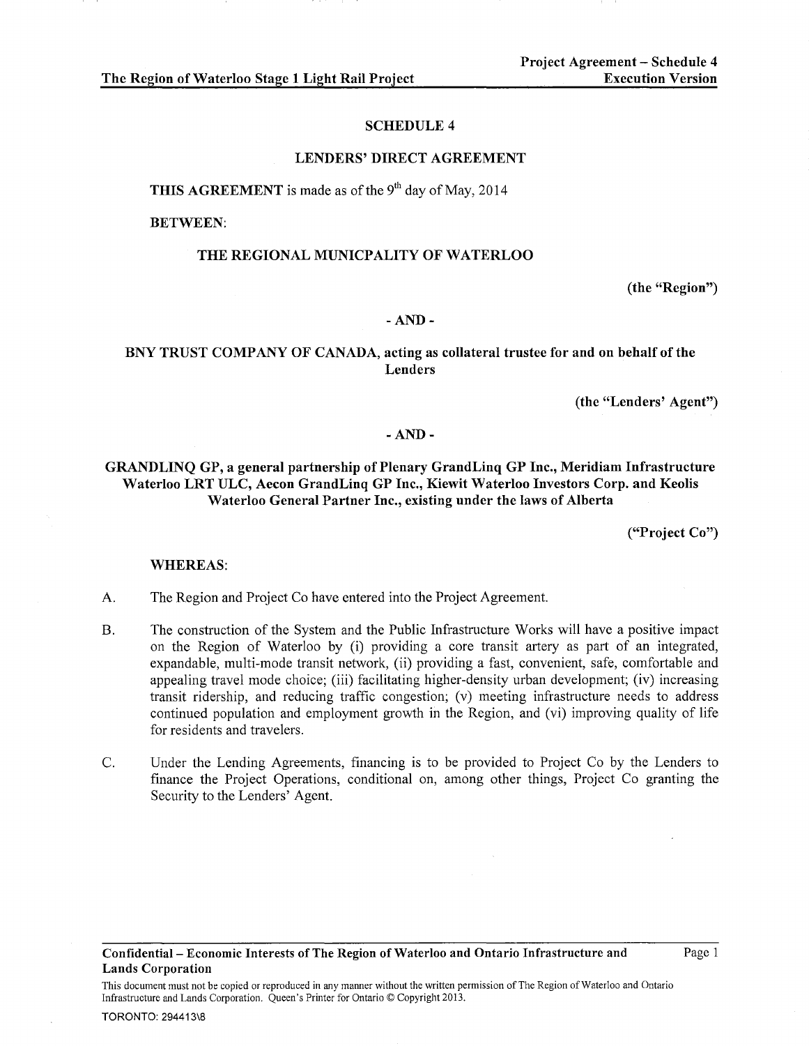# SCHEDULE 4

## LENDERS' DIRECT AGREEMENT

**THIS AGREEMENT** is made as of the 9th day of May, 2014

**BETWEEN**:

**THE REGIONAL MUNICPALITY OF WATERLOO**

**(the "Region")**

**- AND -**

**BNY TRUST COMPANY OF CANADA, acting as collateral trustee for and on behalf of the Lenders**

**(the "Lenders' Agent")**

**- AND -**

**GRANDLINQ GP, a general partnership of Plenary GrandLinq GP Inc., Meridiam Infrastructure Waterloo LRT ULC, Aecon GrandLinq GP Inc., Kiewit Waterloo Investors Corp. and Keolis Waterloo General Partner Inc., existing under the laws of Alberta**

**("Project Co")**

**WHEREAS**:

A. The Region and Project Co have entered into the Project Agreement.

B. The construction of the System and the Public Infrastructure Works will have a positive impact on the Region of Waterloo by (i) providing a core transit artery as part of an integrated, expandable, multi-mode transit network, (ii) providing a fast, convenient, safe, comfortable and appealing travel mode choice; (iii) facilitating higher-density urban development; (iv) increasing transit ridership, and reducing traffic congestion; (v) meeting infrastructure needs to address continued population and employment growth in the Region, and (vi) improving quality of life for residents and travelers.

C. Under the Lending Agreements, financing is to be provided to Project Co by the Lenders to finance the Project Operations, conditional on, among other things, Project Co granting the Security to the Lenders' Agent.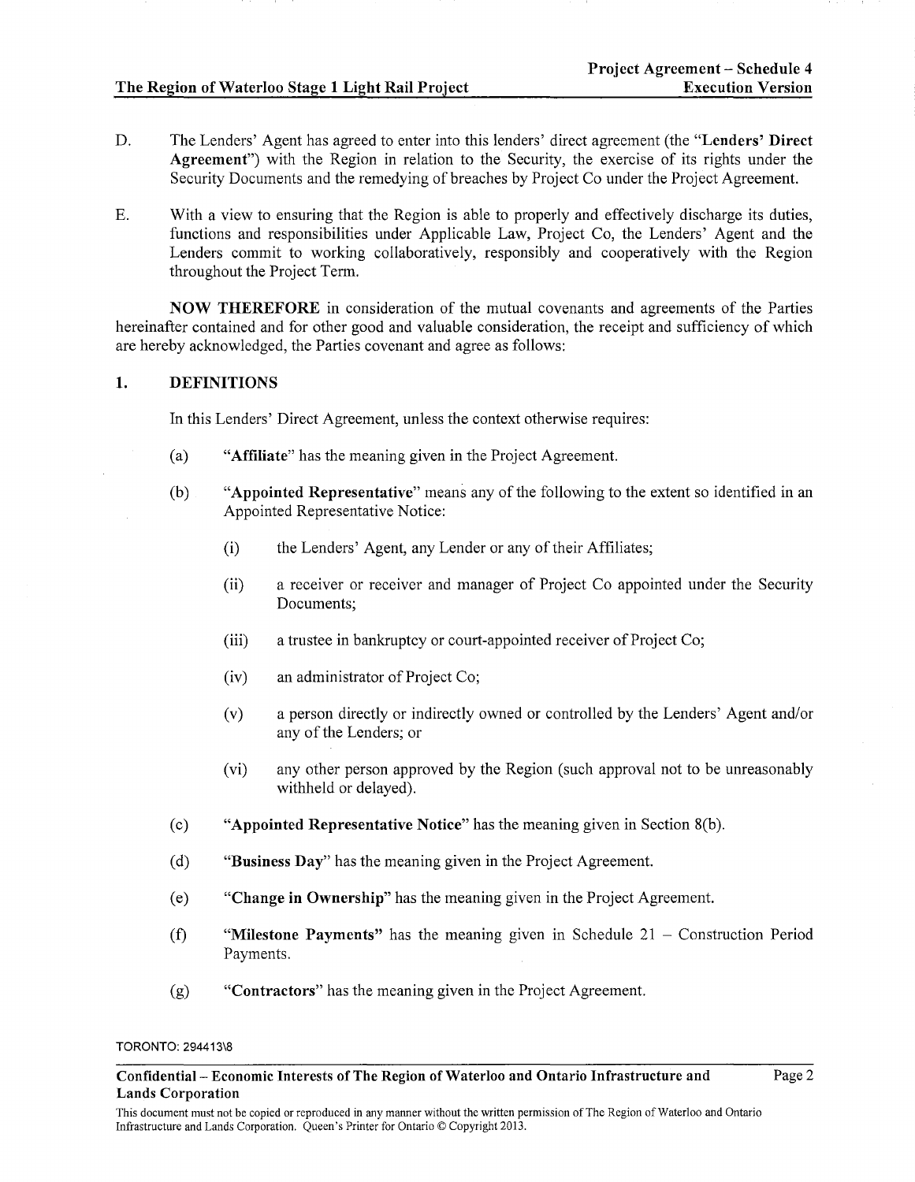D. The Lenders' Agent has agreed to enter into this lenders' direct agreement (the "**Lenders' Direct Agreement**") with the Region in relation to the Security, the exercise of its rights under the Security Documents and the remedying of breaches by Project Co under the Project Agreement.

E. With a view to ensuring that the Region is able to properly and effectively discharge its duties, functions and responsibilities under Applicable Law, Project Co, the Lenders' Agent and the Lenders commit to working collaboratively, responsibly and cooperatively with the Region throughout the Project Term.

**NOW THEREFORE** in consideration of the mutual covenants and agreements of the Parties hereinafter contained and for other good and valuable consideration, the receipt and sufficiency of which are hereby acknowledged, the Parties covenant and agree as follows:

## 1. DEFINITIONS

In this Lenders' Direct Agreement, unless the context otherwise requires:

(a) "**Affiliate**" has the meaning given in the Project Agreement.

(b) "**Appointed Representative**" means any of the following to the extent so identified in an Appointed Representative Notice:

(i) the Lenders' Agent, any Lender or any of their Affiliates;

(ii) a receiver or receiver and manager of Project Co appointed under the Security Documents;

(iii) a trustee in bankruptcy or court-appointed receiver of Project Co;

(iv) an administrator of Project Co;

(v) a person directly or indirectly owned or controlled by the Lenders' Agent and/or any of the Lenders; or

(vi) any other person approved by the Region (such approval not to be unreasonably withheld or delayed).

(c) "**Appointed Representative Notice**" has the meaning given in Section 8(b).

(d) "**Business Day**" has the meaning given in the Project Agreement.

(e) "**Change in Ownership**" has the meaning given in the Project Agreement.

(f) "**Milestone Payments**" has the meaning given in Schedule 21 – Construction Period Payments.

(g) "**Contractors**" has the meaning given in the Project Agreement.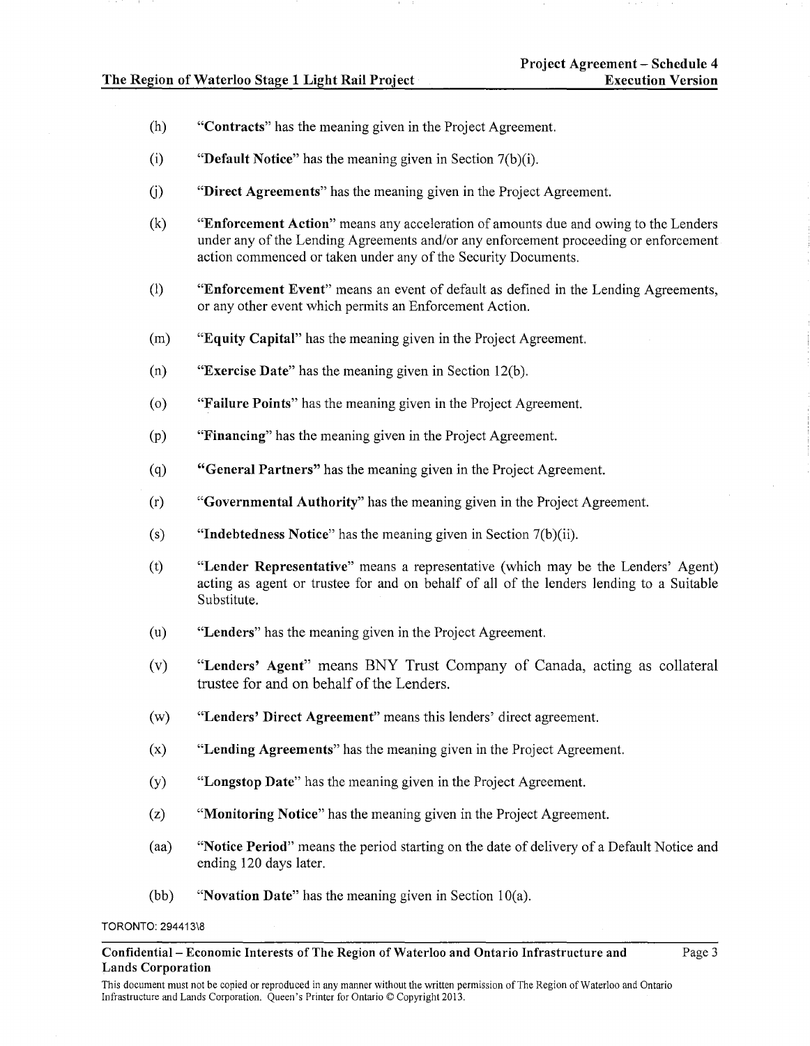(h) "**Contracts**" has the meaning given in the Project Agreement.

(i) "**Default Notice**" has the meaning given in Section 7(b)(i).

(j) "**Direct Agreements**" has the meaning given in the Project Agreement.

(k) "**Enforcement Action**" means any acceleration of amounts due and owing to the Lenders under any of the Lending Agreements and/or any enforcement proceeding or enforcement action commenced or taken under any of the Security Documents.

(l) "**Enforcement Event**" means an event of default as defined in the Lending Agreements, or any other event which permits an Enforcement Action.

(m) "**Equity Capital**" has the meaning given in the Project Agreement.

(n) "**Exercise Date**" has the meaning given in Section 12(b).

(o) "**Failure Points**" has the meaning given in the Project Agreement.

(p) "**Financing**" has the meaning given in the Project Agreement.

(q) "**General Partners**" has the meaning given in the Project Agreement.

(r) "**Governmental Authority**" has the meaning given in the Project Agreement.

(s) "**Indebtedness Notice**" has the meaning given in Section 7(b)(ii).

(t) "**Lender Representative**" means a representative (which may be the Lenders' Agent) acting as agent or trustee for and on behalf of all of the lenders lending to a Suitable Substitute.

(u) "**Lenders**" has the meaning given in the Project Agreement.

(v) "**Lenders' Agent**" means BNY Trust Company of Canada, acting as collateral trustee for and on behalf of the Lenders.

(w) "**Lenders' Direct Agreement**" means this lenders' direct agreement.

(x) "**Lending Agreements**" has the meaning given in the Project Agreement.

(y) "**Longstop Date**" has the meaning given in the Project Agreement.

(z) "**Monitoring Notice**" has the meaning given in the Project Agreement.

(aa) "**Notice Period**" means the period starting on the date of delivery of a Default Notice and ending 120 days later.

(bb) "**Novation Date**" has the meaning given in Section 10(a).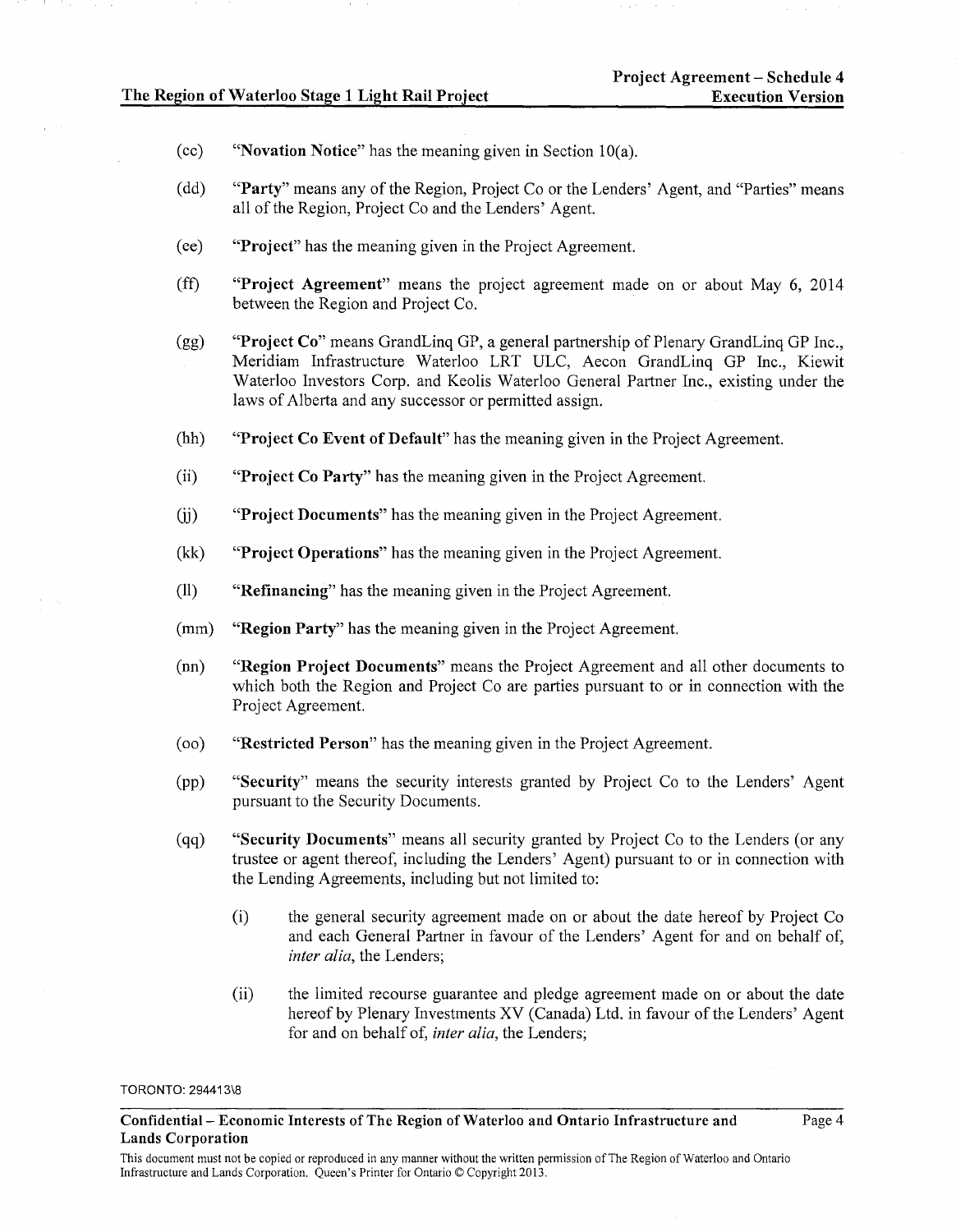(cc) "**Novation Notice**" has the meaning given in Section 10(a).

(dd) "**Party**" means any of the Region, Project Co or the Lenders' Agent, and "Parties" means all of the Region, Project Co and the Lenders' Agent.

(ee) "**Project**" has the meaning given in the Project Agreement.

(ff) "**Project Agreement**" means the project agreement made on or about May 6, 2014 between the Region and Project Co.

(gg) "**Project Co**" means GrandLinq GP, a general partnership of Plenary GrandLinq GP Inc., Meridiam Infrastructure Waterloo LRT ULC, Aecon GrandLinq GP Inc., Kiewit Waterloo Investors Corp. and Keolis Waterloo General Partner Inc., existing under the laws of Alberta and any successor or permitted assign.

(hh) "**Project Co Event of Default**" has the meaning given in the Project Agreement.

(ii) "**Project Co Party**" has the meaning given in the Project Agreement.

(jj) "**Project Documents**" has the meaning given in the Project Agreement.

(kk) "**Project Operations**" has the meaning given in the Project Agreement.

(ll) "**Refinancing**" has the meaning given in the Project Agreement.

(mm) "**Region Party**" has the meaning given in the Project Agreement.

(nn) "**Region Project Documents**" means the Project Agreement and all other documents to which both the Region and Project Co are parties pursuant to or in connection with the Project Agreement.

(oo) "**Restricted Person**" has the meaning given in the Project Agreement.

(pp) "**Security**" means the security interests granted by Project Co to the Lenders' Agent pursuant to the Security Documents.

(qq) "**Security Documents**" means all security granted by Project Co to the Lenders (or any trustee or agent thereof, including the Lenders' Agent) pursuant to or in connection with the Lending Agreements, including but not limited to:

(i) the general security agreement made on or about the date hereof by Project Co and each General Partner in favour of the Lenders' Agent for and on behalf of, *inter alia*, the Lenders;

(ii) the limited recourse guarantee and pledge agreement made on or about the date hereof by Plenary Investments XV (Canada) Ltd. in favour of the Lenders' Agent for and on behalf of, *inter alia*, the Lenders;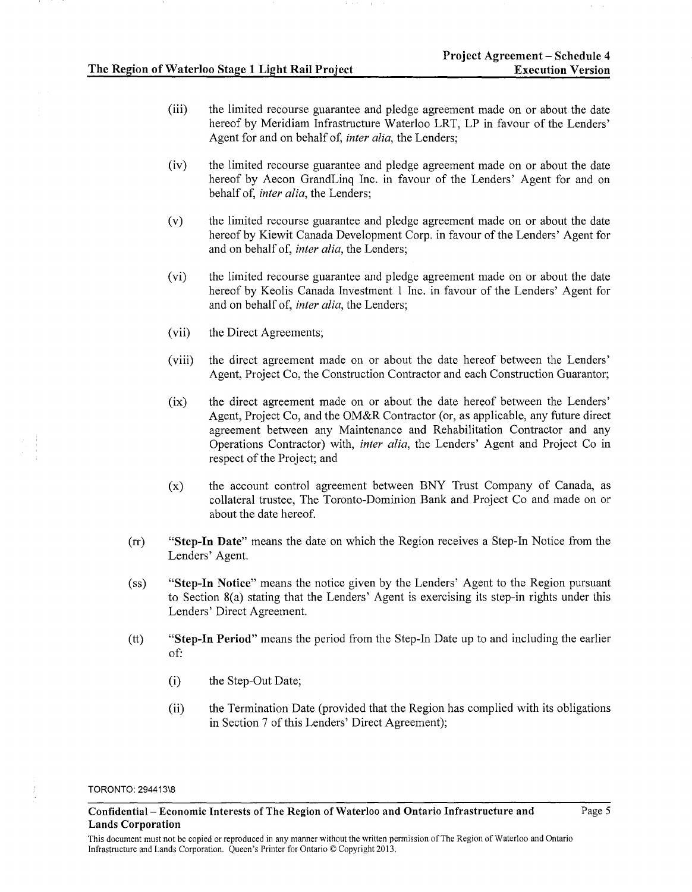(iii) the limited recourse guarantee and pledge agreement made on or about the date hereof by Meridiam Infrastructure Waterloo LRT, LP in favour of the Lenders' Agent for and on behalf of, *inter alia*, the Lenders;

(iv) the limited recourse guarantee and pledge agreement made on or about the date hereof by Aecon GrandLinq Inc. in favour of the Lenders' Agent for and on behalf of, *inter alia*, the Lenders;

(v) the limited recourse guarantee and pledge agreement made on or about the date hereof by Kiewit Canada Development Corp. in favour of the Lenders' Agent for and on behalf of, *inter alia*, the Lenders;

(vi) the limited recourse guarantee and pledge agreement made on or about the date hereof by Keolis Canada Investment 1 Inc. in favour of the Lenders' Agent for and on behalf of, *inter alia*, the Lenders;

(vii) the Direct Agreements;

(viii) the direct agreement made on or about the date hereof between the Lenders' Agent, Project Co, the Construction Contractor and each Construction Guarantor;

(ix) the direct agreement made on or about the date hereof between the Lenders' Agent, Project Co, and the OM&R Contractor (or, as applicable, any future direct agreement between any Maintenance and Rehabilitation Contractor and any Operations Contractor) with, *inter alia*, the Lenders' Agent and Project Co in respect of the Project; and

(x) the account control agreement between BNY Trust Company of Canada, as collateral trustee, The Toronto-Dominion Bank and Project Co and made on or about the date hereof.

(rr) "**Step-In Date**" means the date on which the Region receives a Step-In Notice from the Lenders' Agent.

(ss) "**Step-In Notice**" means the notice given by the Lenders' Agent to the Region pursuant to Section 8(a) stating that the Lenders' Agent is exercising its step-in rights under this Lenders' Direct Agreement.

(tt) "**Step-In Period**" means the period from the Step-In Date up to and including the earlier of:

(i) the Step-Out Date;

(ii) the Termination Date (provided that the Region has complied with its obligations in Section 7 of this Lenders' Direct Agreement);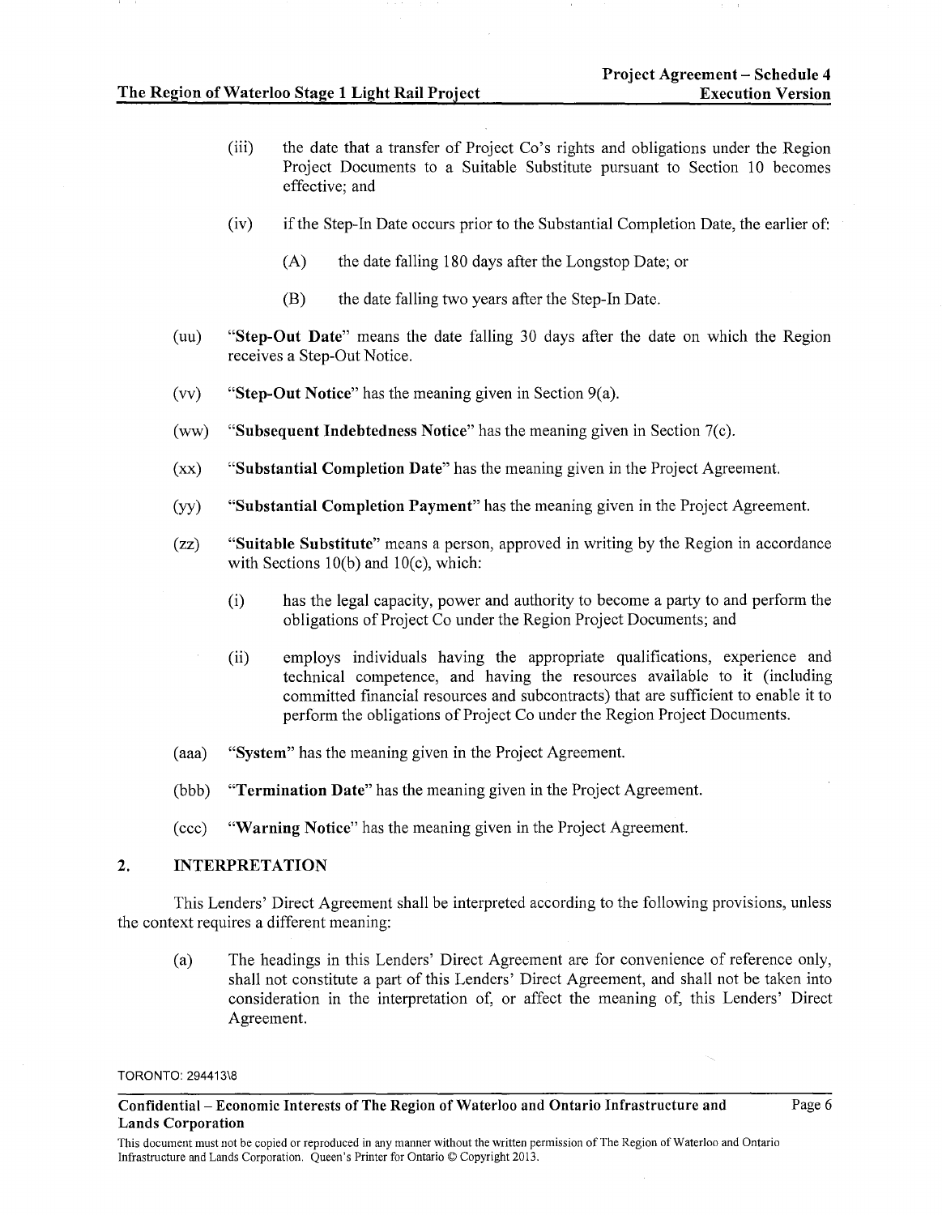(iii) the date that a transfer of Project Co's rights and obligations under the Region Project Documents to a Suitable Substitute pursuant to Section 10 becomes effective; and

(iv) if the Step-In Date occurs prior to the Substantial Completion Date, the earlier of:

(A) the date falling 180 days after the Longstop Date; or

(B) the date falling two years after the Step-In Date.

(uu) "**Step-Out Date**" means the date falling 30 days after the date on which the Region receives a Step-Out Notice.

(vv) "**Step-Out Notice**" has the meaning given in Section 9(a).

(ww) "**Subsequent Indebtedness Notice**" has the meaning given in Section 7(c).

(xx) "**Substantial Completion Date**" has the meaning given in the Project Agreement.

(yy) "**Substantial Completion Payment**" has the meaning given in the Project Agreement.

(zz) "**Suitable Substitute**" means a person, approved in writing by the Region in accordance with Sections 10(b) and 10(c), which:

(i) has the legal capacity, power and authority to become a party to and perform the obligations of Project Co under the Region Project Documents; and

(ii) employs individuals having the appropriate qualifications, experience and technical competence, and having the resources available to it (including committed financial resources and subcontracts) that are sufficient to enable it to perform the obligations of Project Co under the Region Project Documents.

(aaa) "**System**" has the meaning given in the Project Agreement.

(bbb) "**Termination Date**" has the meaning given in the Project Agreement.

(ccc) "**Warning Notice**" has the meaning given in the Project Agreement.

## 2. INTERPRETATION

This Lenders' Direct Agreement shall be interpreted according to the following provisions, unless the context requires a different meaning:

(a) The headings in this Lenders' Direct Agreement are for convenience of reference only, shall not constitute a part of this Lenders' Direct Agreement, and shall not be taken into consideration in the interpretation of, or affect the meaning of, this Lenders' Direct Agreement.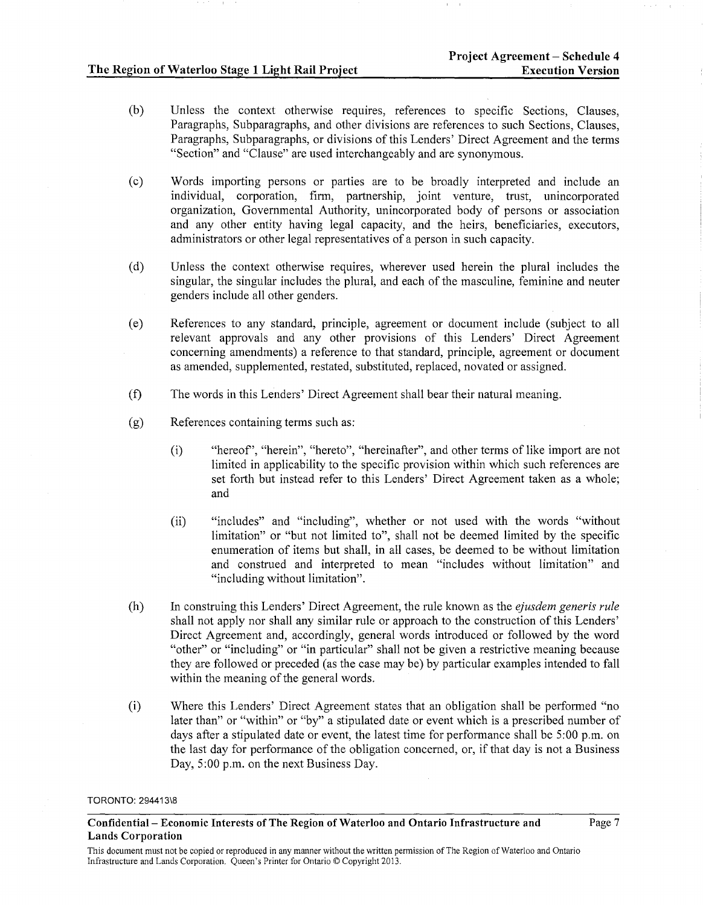(b) Unless the context otherwise requires, references to specific Sections, Clauses, Paragraphs, Subparagraphs, and other divisions are references to such Sections, Clauses, Paragraphs, Subparagraphs, or divisions of this Lenders' Direct Agreement and the terms "Section" and "Clause" are used interchangeably and are synonymous.

(c) Words importing persons or parties are to be broadly interpreted and include an individual, corporation, firm, partnership, joint venture, trust, unincorporated organization, Governmental Authority, unincorporated body of persons or association and any other entity having legal capacity, and the heirs, beneficiaries, executors, administrators or other legal representatives of a person in such capacity.

(d) Unless the context otherwise requires, wherever used herein the plural includes the singular, the singular includes the plural, and each of the masculine, feminine and neuter genders include all other genders.

(e) References to any standard, principle, agreement or document include (subject to all relevant approvals and any other provisions of this Lenders' Direct Agreement concerning amendments) a reference to that standard, principle, agreement or document as amended, supplemented, restated, substituted, replaced, novated or assigned.

(f) The words in this Lenders' Direct Agreement shall bear their natural meaning.

(g) References containing terms such as:

  (i) "hereof", "herein", "hereto", "hereinafter", and other terms of like import are not limited in applicability to the specific provision within which such references are set forth but instead refer to this Lenders' Direct Agreement taken as a whole; and

  (ii) "includes" and "including", whether or not used with the words "without limitation" or "but not limited to", shall not be deemed limited by the specific enumeration of items but shall, in all cases, be deemed to be without limitation and construed and interpreted to mean "includes without limitation" and "including without limitation".

(h) In construing this Lenders' Direct Agreement, the rule known as the *ejusdem generis rule* shall not apply nor shall any similar rule or approach to the construction of this Lenders' Direct Agreement and, accordingly, general words introduced or followed by the word "other" or "including" or "in particular" shall not be given a restrictive meaning because they are followed or preceded (as the case may be) by particular examples intended to fall within the meaning of the general words.

(i) Where this Lenders' Direct Agreement states that an obligation shall be performed "no later than" or "within" or "by" a stipulated date or event which is a prescribed number of days after a stipulated date or event, the latest time for performance shall be 5:00 p.m. on the last day for performance of the obligation concerned, or, if that day is not a Business Day, 5:00 p.m. on the next Business Day.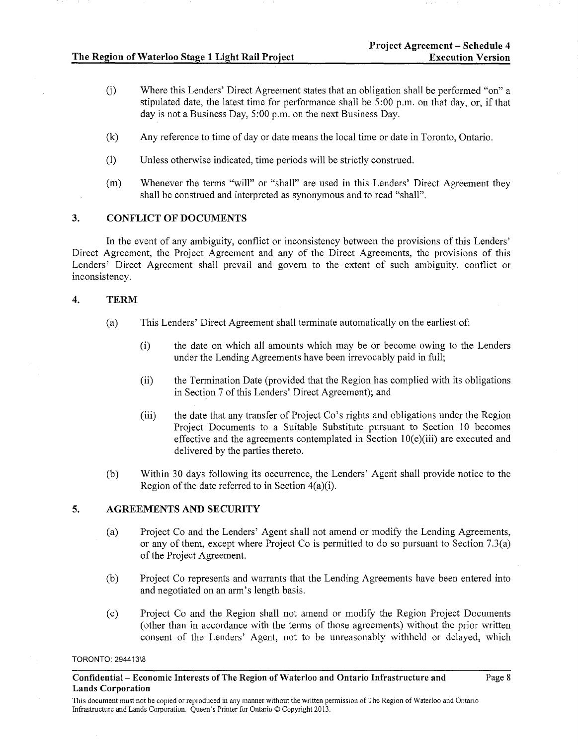(j) Where this Lenders' Direct Agreement states that an obligation shall be performed "on" a stipulated date, the latest time for performance shall be 5:00 p.m. on that day, or, if that day is not a Business Day, 5:00 p.m. on the next Business Day.

(k) Any reference to time of day or date means the local time or date in Toronto, Ontario.

(l) Unless otherwise indicated, time periods will be strictly construed.

(m) Whenever the terms "will" or "shall" are used in this Lenders' Direct Agreement they shall be construed and interpreted as synonymous and to read "shall".

## 3. CONFLICT OF DOCUMENTS

In the event of any ambiguity, conflict or inconsistency between the provisions of this Lenders' Direct Agreement, the Project Agreement and any of the Direct Agreements, the provisions of this Lenders' Direct Agreement shall prevail and govern to the extent of such ambiguity, conflict or inconsistency.

## 4. TERM

(a) This Lenders' Direct Agreement shall terminate automatically on the earliest of:

   (i) the date on which all amounts which may be or become owing to the Lenders under the Lending Agreements have been irrevocably paid in full;

   (ii) the Termination Date (provided that the Region has complied with its obligations in Section 7 of this Lenders' Direct Agreement); and

   (iii) the date that any transfer of Project Co's rights and obligations under the Region Project Documents to a Suitable Substitute pursuant to Section 10 becomes effective and the agreements contemplated in Section 10(e)(iii) are executed and delivered by the parties thereto.

(b) Within 30 days following its occurrence, the Lenders' Agent shall provide notice to the Region of the date referred to in Section 4(a)(i).

## 5. AGREEMENTS AND SECURITY

(a) Project Co and the Lenders' Agent shall not amend or modify the Lending Agreements, or any of them, except where Project Co is permitted to do so pursuant to Section 7.3(a) of the Project Agreement.

(b) Project Co represents and warrants that the Lending Agreements have been entered into and negotiated on an arm's length basis.

(c) Project Co and the Region shall not amend or modify the Region Project Documents (other than in accordance with the terms of those agreements) without the prior written consent of the Lenders' Agent, not to be unreasonably withheld or delayed, which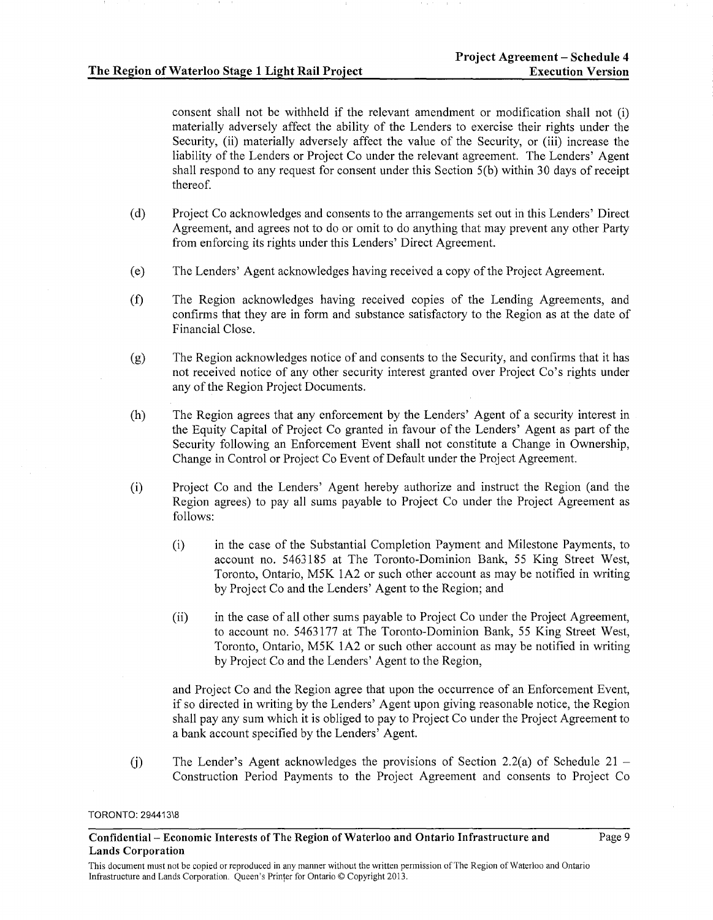consent shall not be withheld if the relevant amendment or modification shall not (i) materially adversely affect the ability of the Lenders to exercise their rights under the Security, (ii) materially adversely affect the value of the Security, or (iii) increase the liability of the Lenders or Project Co under the relevant agreement. The Lenders' Agent shall respond to any request for consent under this Section 5(b) within 30 days of receipt thereof.

(d) Project Co acknowledges and consents to the arrangements set out in this Lenders' Direct Agreement, and agrees not to do or omit to do anything that may prevent any other Party from enforcing its rights under this Lenders' Direct Agreement.

(e) The Lenders' Agent acknowledges having received a copy of the Project Agreement.

(f) The Region acknowledges having received copies of the Lending Agreements, and confirms that they are in form and substance satisfactory to the Region as at the date of Financial Close.

(g) The Region acknowledges notice of and consents to the Security, and confirms that it has not received notice of any other security interest granted over Project Co's rights under any of the Region Project Documents.

(h) The Region agrees that any enforcement by the Lenders' Agent of a security interest in the Equity Capital of Project Co granted in favour of the Lenders' Agent as part of the Security following an Enforcement Event shall not constitute a Change in Ownership, Change in Control or Project Co Event of Default under the Project Agreement.

(i) Project Co and the Lenders' Agent hereby authorize and instruct the Region (and the Region agrees) to pay all sums payable to Project Co under the Project Agreement as follows:

  (i) in the case of the Substantial Completion Payment and Milestone Payments, to account no. 5463185 at The Toronto-Dominion Bank, 55 King Street West, Toronto, Ontario, M5K 1A2 or such other account as may be notified in writing by Project Co and the Lenders' Agent to the Region; and

  (ii) in the case of all other sums payable to Project Co under the Project Agreement, to account no. 5463177 at The Toronto-Dominion Bank, 55 King Street West, Toronto, Ontario, M5K 1A2 or such other account as may be notified in writing by Project Co and the Lenders' Agent to the Region,

and Project Co and the Region agree that upon the occurrence of an Enforcement Event, if so directed in writing by the Lenders' Agent upon giving reasonable notice, the Region shall pay any sum which it is obliged to pay to Project Co under the Project Agreement to a bank account specified by the Lenders' Agent.

(j) The Lender's Agent acknowledges the provisions of Section 2.2(a) of Schedule 21 – Construction Period Payments to the Project Agreement and consents to Project Co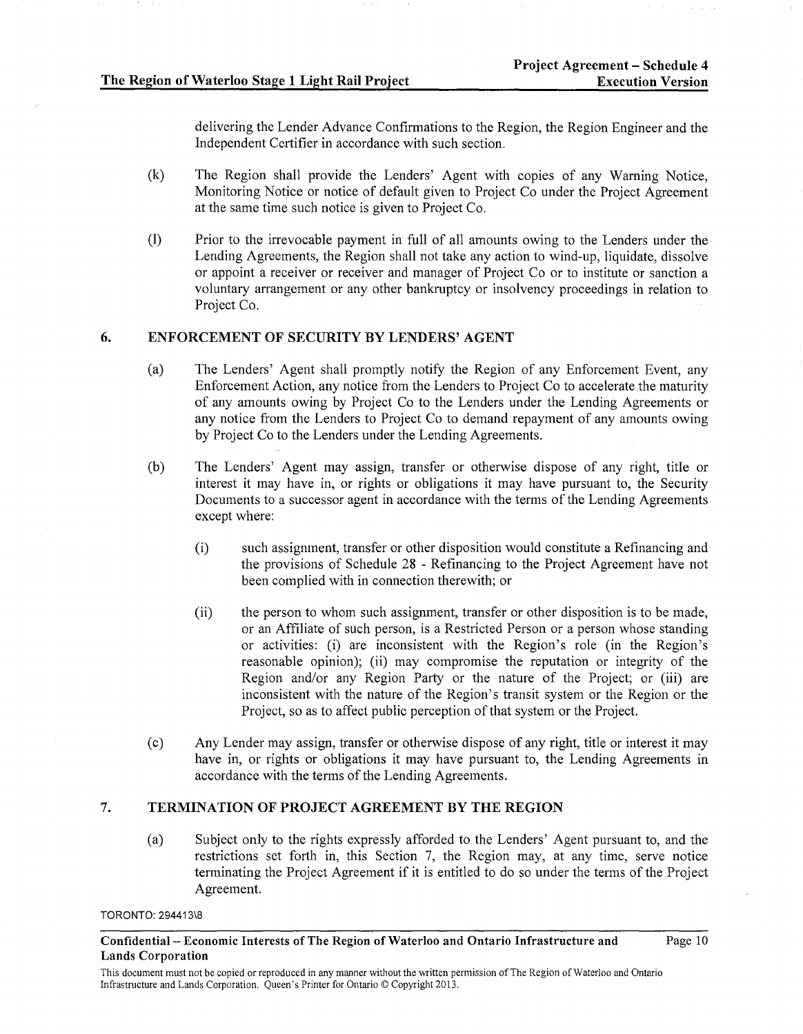delivering the Lender Advance Confirmations to the Region, the Region Engineer and the Independent Certifier in accordance with such section.

(k) The Region shall provide the Lenders' Agent with copies of any Warning Notice, Monitoring Notice or notice of default given to Project Co under the Project Agreement at the same time such notice is given to Project Co.

(l) Prior to the irrevocable payment in full of all amounts owing to the Lenders under the Lending Agreements, the Region shall not take any action to wind-up, liquidate, dissolve or appoint a receiver or receiver and manager of Project Co or to institute or sanction a voluntary arrangement or any other bankruptcy or insolvency proceedings in relation to Project Co.

## 6. ENFORCEMENT OF SECURITY BY LENDERS' AGENT

(a) The Lenders' Agent shall promptly notify the Region of any Enforcement Event, any Enforcement Action, any notice from the Lenders to Project Co to accelerate the maturity of any amounts owing by Project Co to the Lenders under the Lending Agreements or any notice from the Lenders to Project Co to demand repayment of any amounts owing by Project Co to the Lenders under the Lending Agreements.

(b) The Lenders' Agent may assign, transfer or otherwise dispose of any right, title or interest it may have in, or rights or obligations it may have pursuant to, the Security Documents to a successor agent in accordance with the terms of the Lending Agreements except where:

(i) such assignment, transfer or other disposition would constitute a Refinancing and the provisions of Schedule 28 - Refinancing to the Project Agreement have not been complied with in connection therewith; or

(ii) the person to whom such assignment, transfer or other disposition is to be made, or an Affiliate of such person, is a Restricted Person or a person whose standing or activities: (i) are inconsistent with the Region's role (in the Region's reasonable opinion); (ii) may compromise the reputation or integrity of the Region and/or any Region Party or the nature of the Project; or (iii) are inconsistent with the nature of the Region's transit system or the Region or the Project, so as to affect public perception of that system or the Project.

(c) Any Lender may assign, transfer or otherwise dispose of any right, title or interest it may have in, or rights or obligations it may have pursuant to, the Lending Agreements in accordance with the terms of the Lending Agreements.

## 7. TERMINATION OF PROJECT AGREEMENT BY THE REGION

(a) Subject only to the rights expressly afforded to the Lenders' Agent pursuant to, and the restrictions set forth in, this Section 7, the Region may, at any time, serve notice terminating the Project Agreement if it is entitled to do so under the terms of the Project Agreement.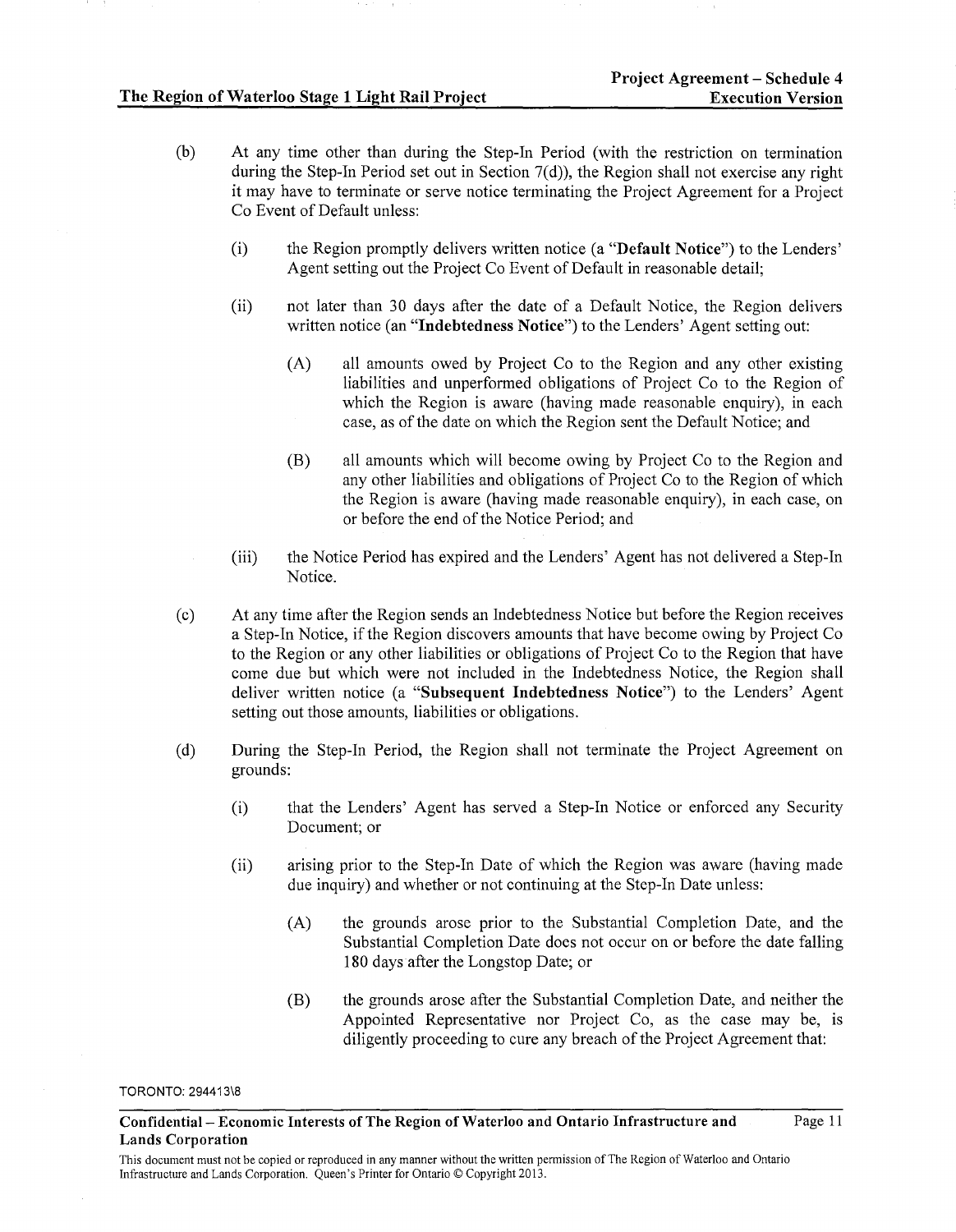(b) At any time other than during the Step-In Period (with the restriction on termination during the Step-In Period set out in Section 7(d)), the Region shall not exercise any right it may have to terminate or serve notice terminating the Project Agreement for a Project Co Event of Default unless:

(i) the Region promptly delivers written notice (a "**Default Notice**") to the Lenders' Agent setting out the Project Co Event of Default in reasonable detail;

(ii) not later than 30 days after the date of a Default Notice, the Region delivers written notice (an "**Indebtedness Notice**") to the Lenders' Agent setting out:

(A) all amounts owed by Project Co to the Region and any other existing liabilities and unperformed obligations of Project Co to the Region of which the Region is aware (having made reasonable enquiry), in each case, as of the date on which the Region sent the Default Notice; and

(B) all amounts which will become owing by Project Co to the Region and any other liabilities and obligations of Project Co to the Region of which the Region is aware (having made reasonable enquiry), in each case, on or before the end of the Notice Period; and

(iii) the Notice Period has expired and the Lenders' Agent has not delivered a Step-In Notice.

(c) At any time after the Region sends an Indebtedness Notice but before the Region receives a Step-In Notice, if the Region discovers amounts that have become owing by Project Co to the Region or any other liabilities or obligations of Project Co to the Region that have come due but which were not included in the Indebtedness Notice, the Region shall deliver written notice (a "**Subsequent Indebtedness Notice**") to the Lenders' Agent setting out those amounts, liabilities or obligations.

(d) During the Step-In Period, the Region shall not terminate the Project Agreement on grounds:

(i) that the Lenders' Agent has served a Step-In Notice or enforced any Security Document; or

(ii) arising prior to the Step-In Date of which the Region was aware (having made due inquiry) and whether or not continuing at the Step-In Date unless:

(A) the grounds arose prior to the Substantial Completion Date, and the Substantial Completion Date does not occur on or before the date falling 180 days after the Longstop Date; or

(B) the grounds arose after the Substantial Completion Date, and neither the Appointed Representative nor Project Co, as the case may be, is diligently proceeding to cure any breach of the Project Agreement that: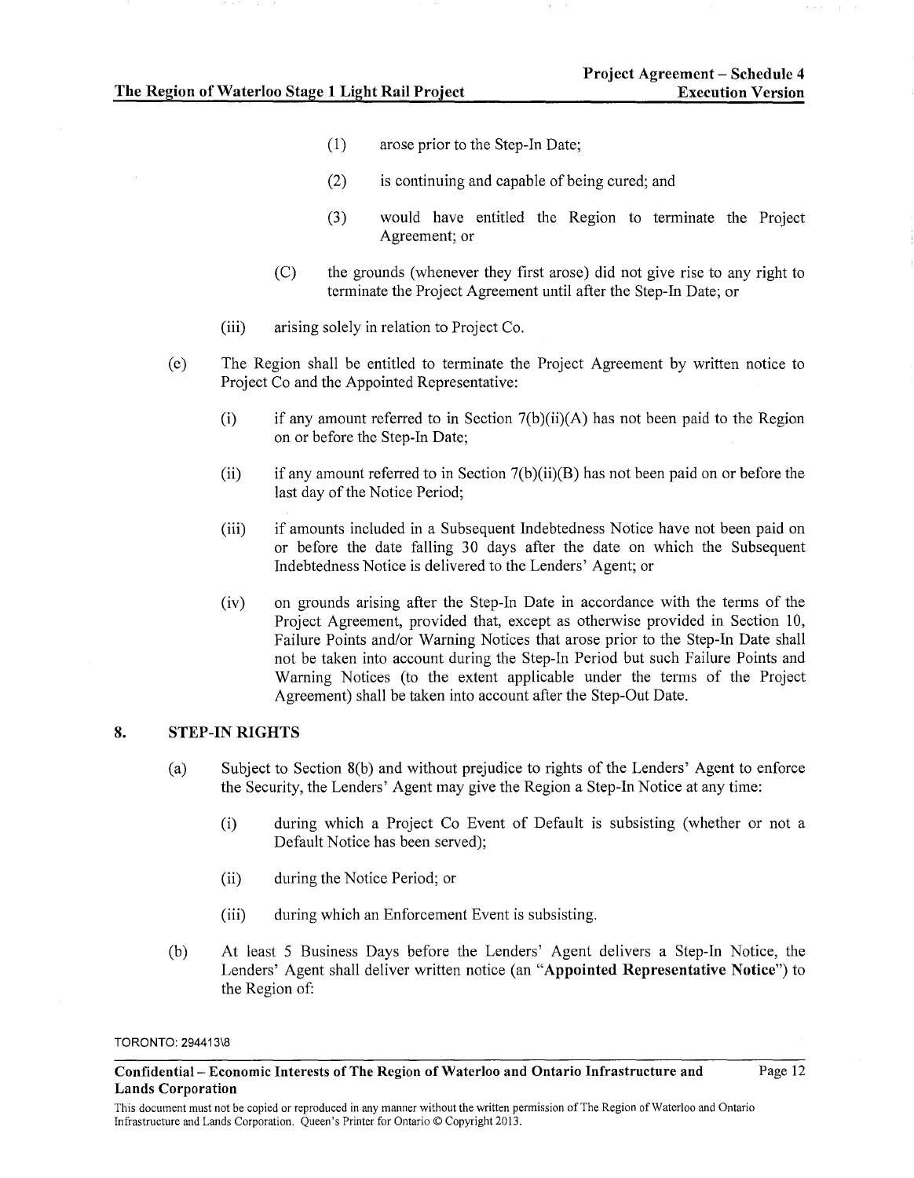(1) arose prior to the Step-In Date;

(2) is continuing and capable of being cured; and

(3) would have entitled the Region to terminate the Project Agreement; or

(C) the grounds (whenever they first arose) did not give rise to any right to terminate the Project Agreement until after the Step-In Date; or

(iii) arising solely in relation to Project Co.

(e) The Region shall be entitled to terminate the Project Agreement by written notice to Project Co and the Appointed Representative:

(i) if any amount referred to in Section 7(b)(ii)(A) has not been paid to the Region on or before the Step-In Date;

(ii) if any amount referred to in Section 7(b)(ii)(B) has not been paid on or before the last day of the Notice Period;

(iii) if amounts included in a Subsequent Indebtedness Notice have not been paid on or before the date falling 30 days after the date on which the Subsequent Indebtedness Notice is delivered to the Lenders' Agent; or

(iv) on grounds arising after the Step-In Date in accordance with the terms of the Project Agreement, provided that, except as otherwise provided in Section 10, Failure Points and/or Warning Notices that arose prior to the Step-In Date shall not be taken into account during the Step-In Period but such Failure Points and Warning Notices (to the extent applicable under the terms of the Project Agreement) shall be taken into account after the Step-Out Date.

## 8. STEP-IN RIGHTS

(a) Subject to Section 8(b) and without prejudice to rights of the Lenders' Agent to enforce the Security, the Lenders' Agent may give the Region a Step-In Notice at any time:

(i) during which a Project Co Event of Default is subsisting (whether or not a Default Notice has been served);

(ii) during the Notice Period; or

(iii) during which an Enforcement Event is subsisting.

(b) At least 5 Business Days before the Lenders' Agent delivers a Step-In Notice, the Lenders' Agent shall deliver written notice (an "**Appointed Representative Notice**") to the Region of: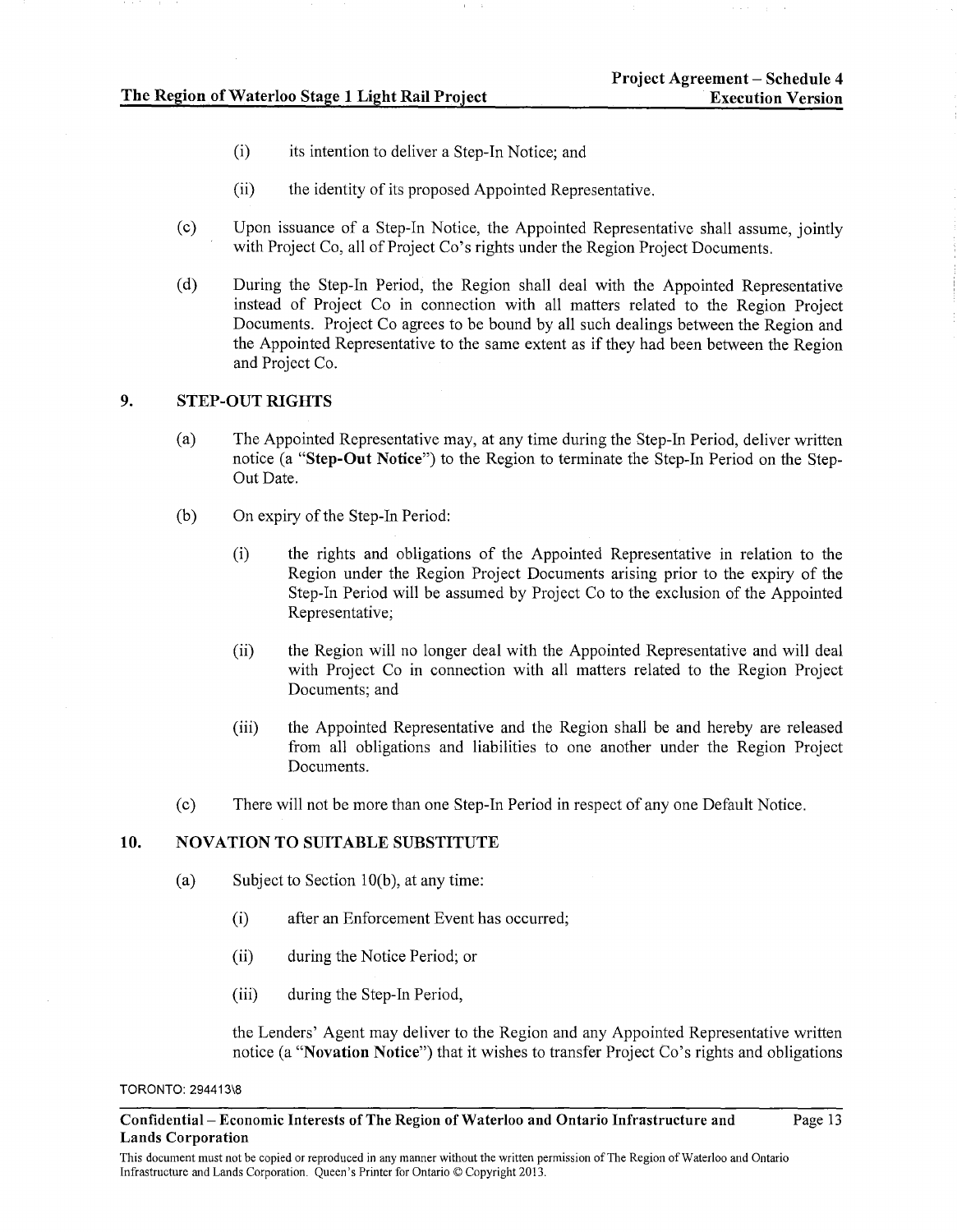(i) its intention to deliver a Step-In Notice; and

(ii) the identity of its proposed Appointed Representative.

(c) Upon issuance of a Step-In Notice, the Appointed Representative shall assume, jointly with Project Co, all of Project Co's rights under the Region Project Documents.

(d) During the Step-In Period, the Region shall deal with the Appointed Representative instead of Project Co in connection with all matters related to the Region Project Documents. Project Co agrees to be bound by all such dealings between the Region and the Appointed Representative to the same extent as if they had been between the Region and Project Co.

## 9. STEP-OUT RIGHTS

(a) The Appointed Representative may, at any time during the Step-In Period, deliver written notice (a "**Step-Out Notice**") to the Region to terminate the Step-In Period on the Step-Out Date.

(b) On expiry of the Step-In Period:

(i) the rights and obligations of the Appointed Representative in relation to the Region under the Region Project Documents arising prior to the expiry of the Step-In Period will be assumed by Project Co to the exclusion of the Appointed Representative;

(ii) the Region will no longer deal with the Appointed Representative and will deal with Project Co in connection with all matters related to the Region Project Documents; and

(iii) the Appointed Representative and the Region shall be and hereby are released from all obligations and liabilities to one another under the Region Project Documents.

(c) There will not be more than one Step-In Period in respect of any one Default Notice.

## 10. NOVATION TO SUITABLE SUBSTITUTE

(a) Subject to Section 10(b), at any time:

(i) after an Enforcement Event has occurred;

(ii) during the Notice Period; or

(iii) during the Step-In Period,

the Lenders' Agent may deliver to the Region and any Appointed Representative written notice (a "**Novation Notice**") that it wishes to transfer Project Co's rights and obligations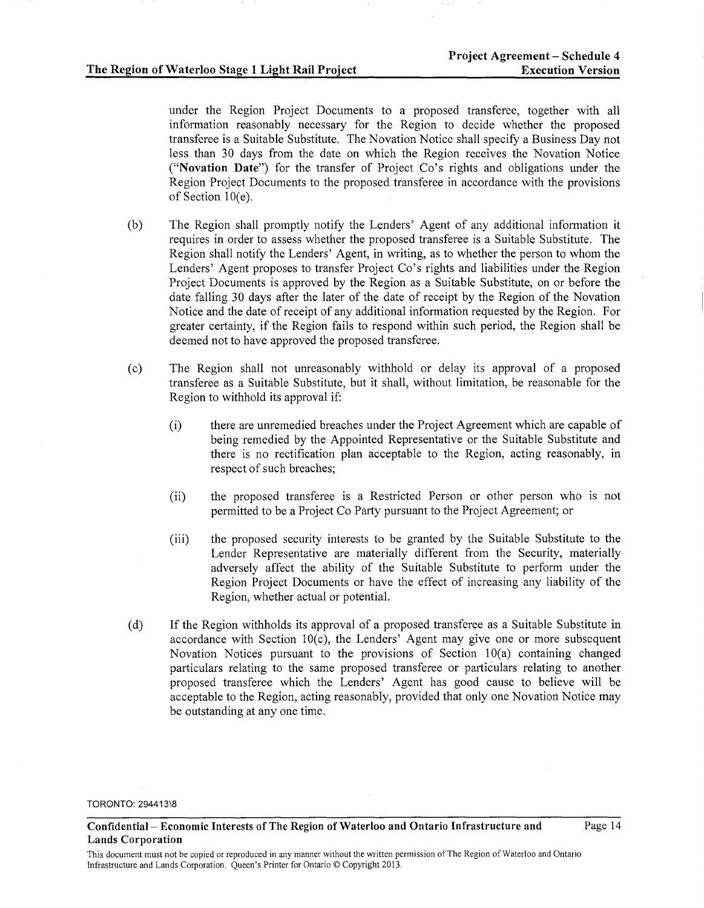under the Region Project Documents to a proposed transferee, together with all information reasonably necessary for the Region to decide whether the proposed transferee is a Suitable Substitute. The Novation Notice shall specify a Business Day not less than 30 days from the date on which the Region receives the Novation Notice ("**Novation Date**") for the transfer of Project Co's rights and obligations under the Region Project Documents to the proposed transferee in accordance with the provisions of Section 10(e).

(b) The Region shall promptly notify the Lenders' Agent of any additional information it requires in order to assess whether the proposed transferee is a Suitable Substitute. The Region shall notify the Lenders' Agent, in writing, as to whether the person to whom the Lenders' Agent proposes to transfer Project Co's rights and liabilities under the Region Project Documents is approved by the Region as a Suitable Substitute, on or before the date falling 30 days after the later of the date of receipt by the Region of the Novation Notice and the date of receipt of any additional information requested by the Region. For greater certainty, if the Region fails to respond within such period, the Region shall be deemed not to have approved the proposed transferee.

(c) The Region shall not unreasonably withhold or delay its approval of a proposed transferee as a Suitable Substitute, but it shall, without limitation, be reasonable for the Region to withhold its approval if:

  (i) there are unremedied breaches under the Project Agreement which are capable of being remedied by the Appointed Representative or the Suitable Substitute and there is no rectification plan acceptable to the Region, acting reasonably, in respect of such breaches;

  (ii) the proposed transferee is a Restricted Person or other person who is not permitted to be a Project Co Party pursuant to the Project Agreement; or

  (iii) the proposed security interests to be granted by the Suitable Substitute to the Lender Representative are materially different from the Security, materially adversely affect the ability of the Suitable Substitute to perform under the Region Project Documents or have the effect of increasing any liability of the Region, whether actual or potential.

(d) If the Region withholds its approval of a proposed transferee as a Suitable Substitute in accordance with Section 10(c), the Lenders' Agent may give one or more subsequent Novation Notices pursuant to the provisions of Section 10(a) containing changed particulars relating to the same proposed transferee or particulars relating to another proposed transferee which the Lenders' Agent has good cause to believe will be acceptable to the Region, acting reasonably, provided that only one Novation Notice may be outstanding at any one time.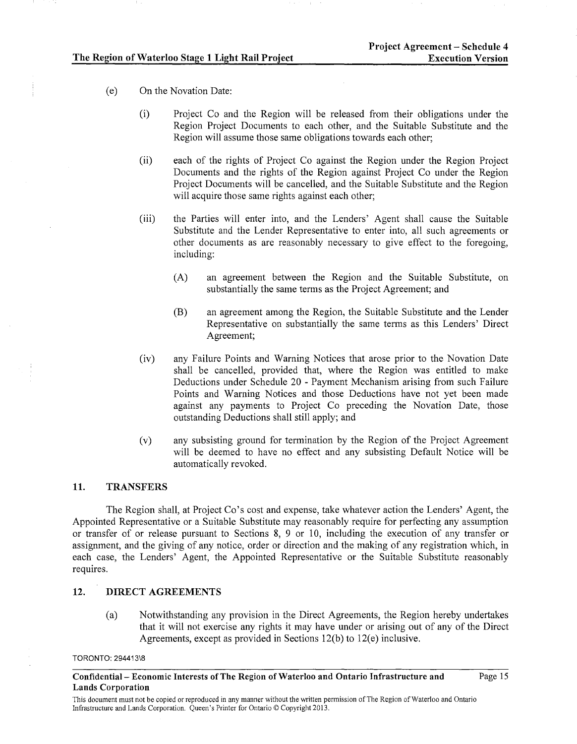(e) On the Novation Date:

(i) Project Co and the Region will be released from their obligations under the Region Project Documents to each other, and the Suitable Substitute and the Region will assume those same obligations towards each other;

(ii) each of the rights of Project Co against the Region under the Region Project Documents and the rights of the Region against Project Co under the Region Project Documents will be cancelled, and the Suitable Substitute and the Region will acquire those same rights against each other;

(iii) the Parties will enter into, and the Lenders' Agent shall cause the Suitable Substitute and the Lender Representative to enter into, all such agreements or other documents as are reasonably necessary to give effect to the foregoing, including:

(A) an agreement between the Region and the Suitable Substitute, on substantially the same terms as the Project Agreement; and

(B) an agreement among the Region, the Suitable Substitute and the Lender Representative on substantially the same terms as this Lenders' Direct Agreement;

(iv) any Failure Points and Warning Notices that arose prior to the Novation Date shall be cancelled, provided that, where the Region was entitled to make Deductions under Schedule 20 - Payment Mechanism arising from such Failure Points and Warning Notices and those Deductions have not yet been made against any payments to Project Co preceding the Novation Date, those outstanding Deductions shall still apply; and

(v) any subsisting ground for termination by the Region of the Project Agreement will be deemed to have no effect and any subsisting Default Notice will be automatically revoked.

## 11. TRANSFERS

The Region shall, at Project Co's cost and expense, take whatever action the Lenders' Agent, the Appointed Representative or a Suitable Substitute may reasonably require for perfecting any assumption or transfer of or release pursuant to Sections 8, 9 or 10, including the execution of any transfer or assignment, and the giving of any notice, order or direction and the making of any registration which, in each case, the Lenders' Agent, the Appointed Representative or the Suitable Substitute reasonably requires.

## 12. DIRECT AGREEMENTS

(a) Notwithstanding any provision in the Direct Agreements, the Region hereby undertakes that it will not exercise any rights it may have under or arising out of any of the Direct Agreements, except as provided in Sections 12(b) to 12(e) inclusive.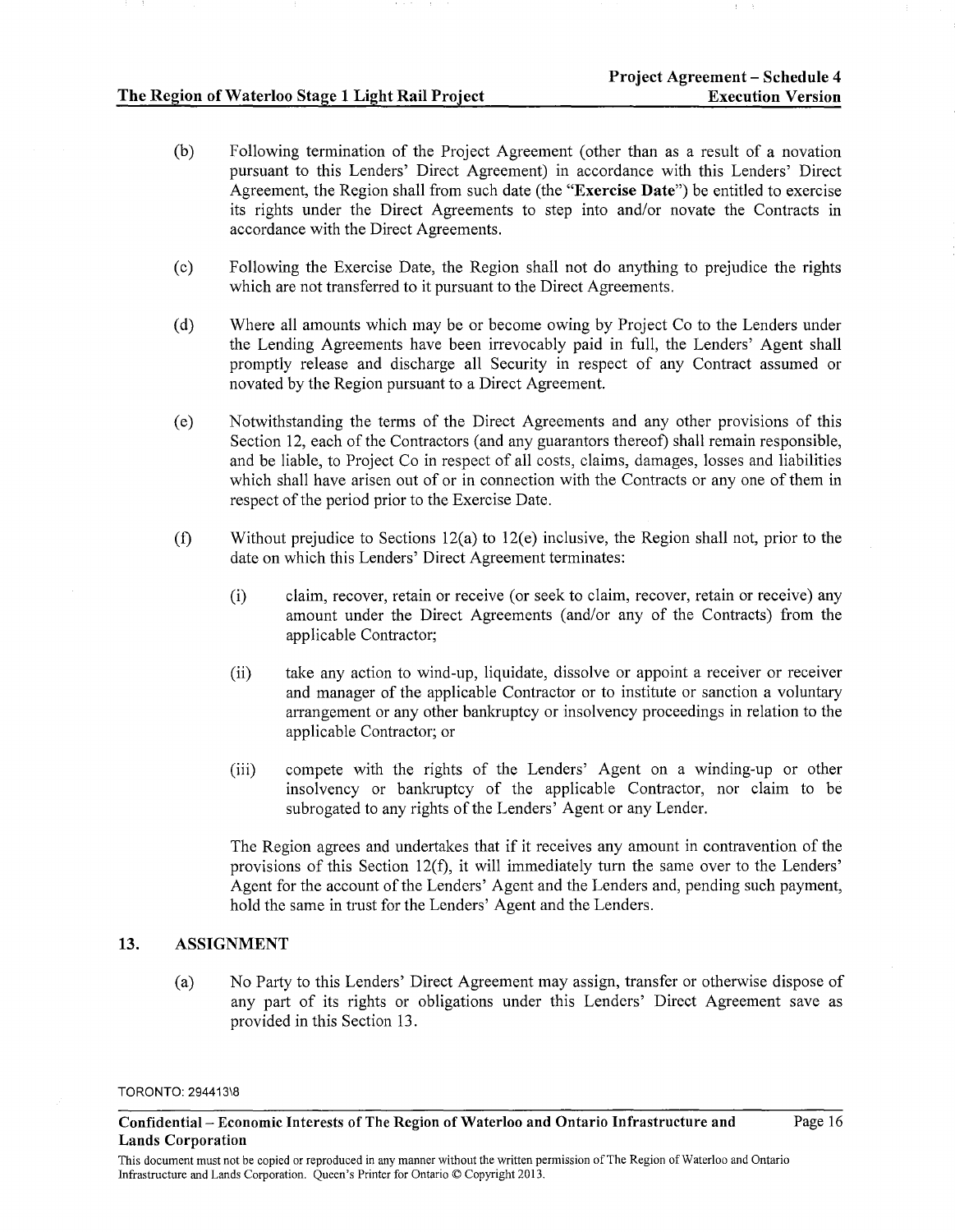(b) Following termination of the Project Agreement (other than as a result of a novation pursuant to this Lenders' Direct Agreement) in accordance with this Lenders' Direct Agreement, the Region shall from such date (the "**Exercise Date**") be entitled to exercise its rights under the Direct Agreements to step into and/or novate the Contracts in accordance with the Direct Agreements.

(c) Following the Exercise Date, the Region shall not do anything to prejudice the rights which are not transferred to it pursuant to the Direct Agreements.

(d) Where all amounts which may be or become owing by Project Co to the Lenders under the Lending Agreements have been irrevocably paid in full, the Lenders' Agent shall promptly release and discharge all Security in respect of any Contract assumed or novated by the Region pursuant to a Direct Agreement.

(e) Notwithstanding the terms of the Direct Agreements and any other provisions of this Section 12, each of the Contractors (and any guarantors thereof) shall remain responsible, and be liable, to Project Co in respect of all costs, claims, damages, losses and liabilities which shall have arisen out of or in connection with the Contracts or any one of them in respect of the period prior to the Exercise Date.

(f) Without prejudice to Sections 12(a) to 12(e) inclusive, the Region shall not, prior to the date on which this Lenders' Direct Agreement terminates:

(i) claim, recover, retain or receive (or seek to claim, recover, retain or receive) any amount under the Direct Agreements (and/or any of the Contracts) from the applicable Contractor;

(ii) take any action to wind-up, liquidate, dissolve or appoint a receiver or receiver and manager of the applicable Contractor or to institute or sanction a voluntary arrangement or any other bankruptcy or insolvency proceedings in relation to the applicable Contractor; or

(iii) compete with the rights of the Lenders' Agent on a winding-up or other insolvency or bankruptcy of the applicable Contractor, nor claim to be subrogated to any rights of the Lenders' Agent or any Lender.

The Region agrees and undertakes that if it receives any amount in contravention of the provisions of this Section 12(f), it will immediately turn the same over to the Lenders' Agent for the account of the Lenders' Agent and the Lenders and, pending such payment, hold the same in trust for the Lenders' Agent and the Lenders.

## 13. ASSIGNMENT

(a) No Party to this Lenders' Direct Agreement may assign, transfer or otherwise dispose of any part of its rights or obligations under this Lenders' Direct Agreement save as provided in this Section 13.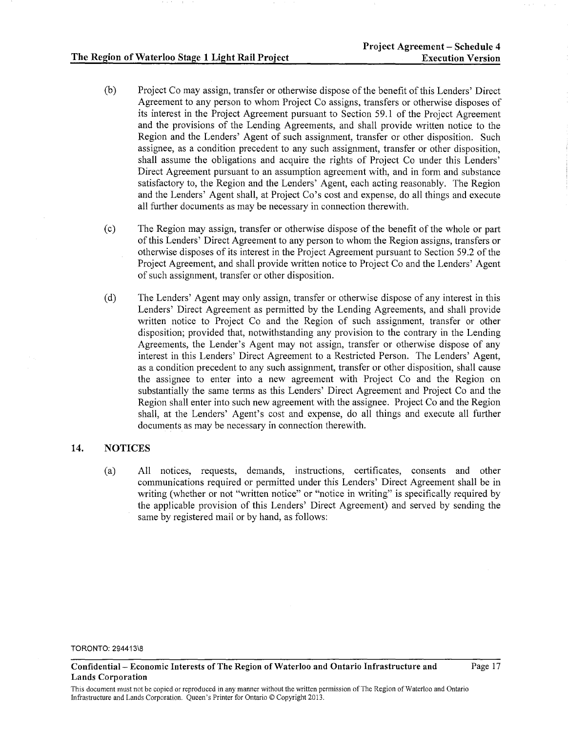(b) Project Co may assign, transfer or otherwise dispose of the benefit of this Lenders' Direct Agreement to any person to whom Project Co assigns, transfers or otherwise disposes of its interest in the Project Agreement pursuant to Section 59.1 of the Project Agreement and the provisions of the Lending Agreements, and shall provide written notice to the Region and the Lenders' Agent of such assignment, transfer or other disposition. Such assignee, as a condition precedent to any such assignment, transfer or other disposition, shall assume the obligations and acquire the rights of Project Co under this Lenders' Direct Agreement pursuant to an assumption agreement with, and in form and substance satisfactory to, the Region and the Lenders' Agent, each acting reasonably. The Region and the Lenders' Agent shall, at Project Co's cost and expense, do all things and execute all further documents as may be necessary in connection therewith.

(c) The Region may assign, transfer or otherwise dispose of the benefit of the whole or part of this Lenders' Direct Agreement to any person to whom the Region assigns, transfers or otherwise disposes of its interest in the Project Agreement pursuant to Section 59.2 of the Project Agreement, and shall provide written notice to Project Co and the Lenders' Agent of such assignment, transfer or other disposition.

(d) The Lenders' Agent may only assign, transfer or otherwise dispose of any interest in this Lenders' Direct Agreement as permitted by the Lending Agreements, and shall provide written notice to Project Co and the Region of such assignment, transfer or other disposition; provided that, notwithstanding any provision to the contrary in the Lending Agreements, the Lender's Agent may not assign, transfer or otherwise dispose of any interest in this Lenders' Direct Agreement to a Restricted Person. The Lenders' Agent, as a condition precedent to any such assignment, transfer or other disposition, shall cause the assignee to enter into a new agreement with Project Co and the Region on substantially the same terms as this Lenders' Direct Agreement and Project Co and the Region shall enter into such new agreement with the assignee. Project Co and the Region shall, at the Lenders' Agent's cost and expense, do all things and execute all further documents as may be necessary in connection therewith.

## 14. NOTICES

(a) All notices, requests, demands, instructions, certificates, consents and other communications required or permitted under this Lenders' Direct Agreement shall be in writing (whether or not "written notice" or "notice in writing" is specifically required by the applicable provision of this Lenders' Direct Agreement) and served by sending the same by registered mail or by hand, as follows: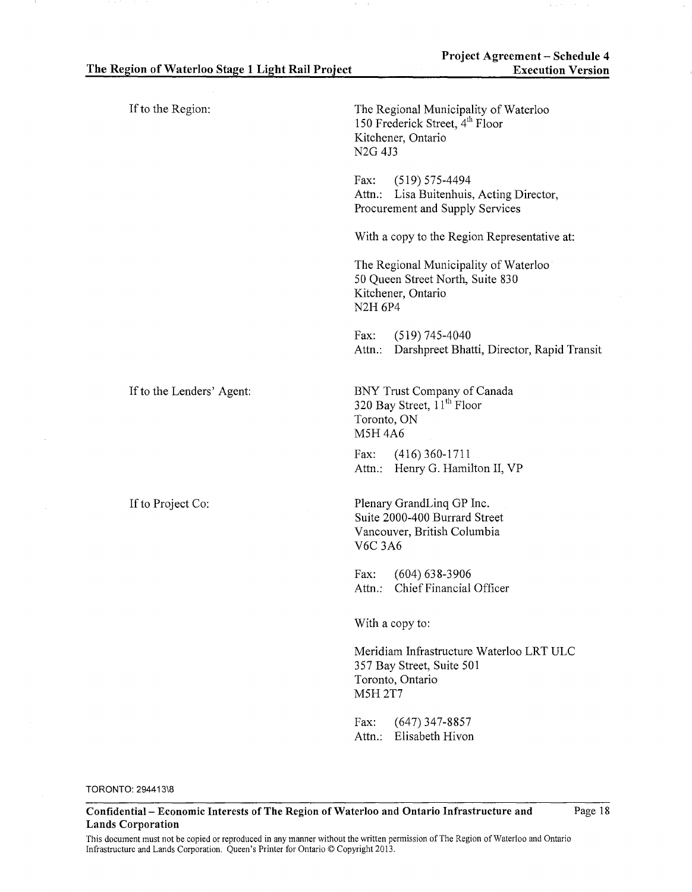| | |
|---|---|
| If to the Region: | The Regional Municipality of Waterloo<br>150 Frederick Street, 4th Floor<br>Kitchener, Ontario<br>N2G 4J3<br><br>Fax: (519) 575-4494<br>Attn.: Lisa Buitenhuis, Acting Director, Procurement and Supply Services<br><br>With a copy to the Region Representative at:<br><br>The Regional Municipality of Waterloo<br>50 Queen Street North, Suite 830<br>Kitchener, Ontario<br>N2H 6P4<br><br>Fax: (519) 745-4040<br>Attn.: Darshpreet Bhatti, Director, Rapid Transit |
| If to the Lenders' Agent: | BNY Trust Company of Canada<br>320 Bay Street, 11th Floor<br>Toronto, ON<br>M5H 4A6<br><br>Fax: (416) 360-1711<br>Attn.: Henry G. Hamilton II, VP |
| If to Project Co: | Plenary GrandLinq GP Inc.<br>Suite 2000-400 Burrard Street<br>Vancouver, British Columbia<br>V6C 3A6<br><br>Fax: (604) 638-3906<br>Attn.: Chief Financial Officer<br><br>With a copy to:<br><br>Meridiam Infrastructure Waterloo LRT ULC<br>357 Bay Street, Suite 501<br>Toronto, Ontario<br>M5H 2T7<br><br>Fax: (647) 347-8857<br>Attn.: Elisabeth Hivon |

TORONTO: 294413\8

**Confidential – Economic Interests of The Region of Waterloo and Ontario Infrastructure and Lands Corporation**

This document must not be copied or reproduced in any manner without the written permission of The Region of Waterloo and Ontario Infrastructure and Lands Corporation. Queen's Printer for Ontario © Copyright 2013.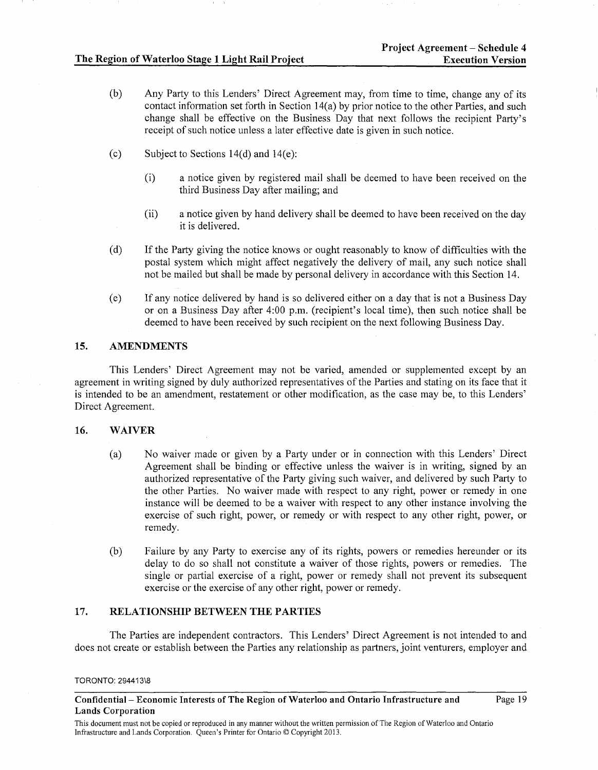(b) Any Party to this Lenders' Direct Agreement may, from time to time, change any of its contact information set forth in Section 14(a) by prior notice to the other Parties, and such change shall be effective on the Business Day that next follows the recipient Party's receipt of such notice unless a later effective date is given in such notice.

(c) Subject to Sections 14(d) and 14(e):

  (i) a notice given by registered mail shall be deemed to have been received on the third Business Day after mailing; and

  (ii) a notice given by hand delivery shall be deemed to have been received on the day it is delivered.

(d) If the Party giving the notice knows or ought reasonably to know of difficulties with the postal system which might affect negatively the delivery of mail, any such notice shall not be mailed but shall be made by personal delivery in accordance with this Section 14.

(e) If any notice delivered by hand is so delivered either on a day that is not a Business Day or on a Business Day after 4:00 p.m. (recipient's local time), then such notice shall be deemed to have been received by such recipient on the next following Business Day.

## 15. AMENDMENTS

This Lenders' Direct Agreement may not be varied, amended or supplemented except by an agreement in writing signed by duly authorized representatives of the Parties and stating on its face that it is intended to be an amendment, restatement or other modification, as the case may be, to this Lenders' Direct Agreement.

## 16. WAIVER

(a) No waiver made or given by a Party under or in connection with this Lenders' Direct Agreement shall be binding or effective unless the waiver is in writing, signed by an authorized representative of the Party giving such waiver, and delivered by such Party to the other Parties. No waiver made with respect to any right, power or remedy in one instance will be deemed to be a waiver with respect to any other instance involving the exercise of such right, power, or remedy or with respect to any other right, power, or remedy.

(b) Failure by any Party to exercise any of its rights, powers or remedies hereunder or its delay to do so shall not constitute a waiver of those rights, powers or remedies. The single or partial exercise of a right, power or remedy shall not prevent its subsequent exercise or the exercise of any other right, power or remedy.

## 17. RELATIONSHIP BETWEEN THE PARTIES

The Parties are independent contractors. This Lenders' Direct Agreement is not intended to and does not create or establish between the Parties any relationship as partners, joint venturers, employer and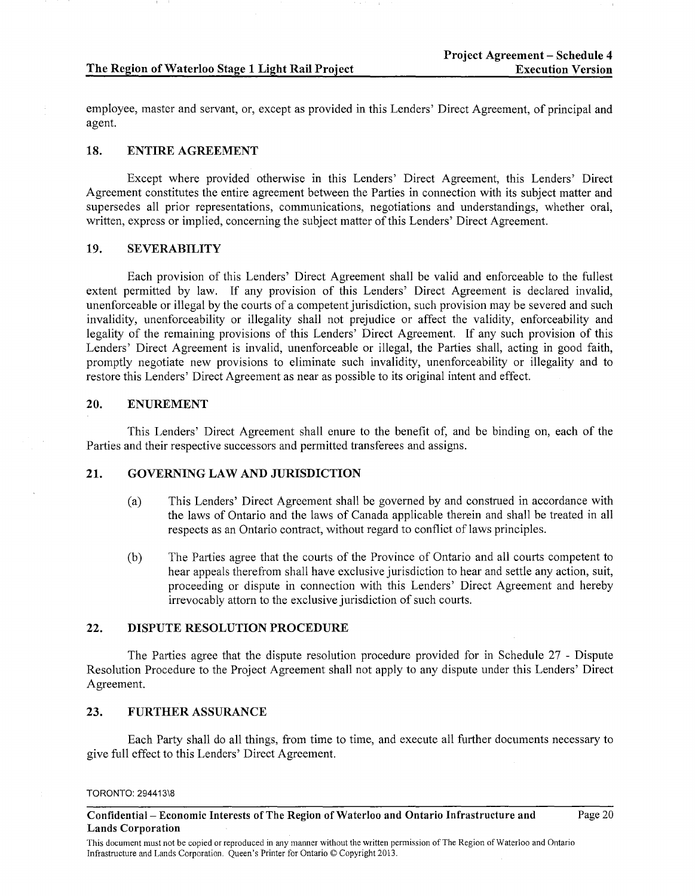employee, master and servant, or, except as provided in this Lenders' Direct Agreement, of principal and agent.

## 18. ENTIRE AGREEMENT

Except where provided otherwise in this Lenders' Direct Agreement, this Lenders' Direct Agreement constitutes the entire agreement between the Parties in connection with its subject matter and supersedes all prior representations, communications, negotiations and understandings, whether oral, written, express or implied, concerning the subject matter of this Lenders' Direct Agreement.

## 19. SEVERABILITY

Each provision of this Lenders' Direct Agreement shall be valid and enforceable to the fullest extent permitted by law. If any provision of this Lenders' Direct Agreement is declared invalid, unenforceable or illegal by the courts of a competent jurisdiction, such provision may be severed and such invalidity, unenforceability or illegality shall not prejudice or affect the validity, enforceability and legality of the remaining provisions of this Lenders' Direct Agreement. If any such provision of this Lenders' Direct Agreement is invalid, unenforceable or illegal, the Parties shall, acting in good faith, promptly negotiate new provisions to eliminate such invalidity, unenforceability or illegality and to restore this Lenders' Direct Agreement as near as possible to its original intent and effect.

## 20. ENUREMENT

This Lenders' Direct Agreement shall enure to the benefit of, and be binding on, each of the Parties and their respective successors and permitted transferees and assigns.

## 21. GOVERNING LAW AND JURISDICTION

(a) This Lenders' Direct Agreement shall be governed by and construed in accordance with the laws of Ontario and the laws of Canada applicable therein and shall be treated in all respects as an Ontario contract, without regard to conflict of laws principles.

(b) The Parties agree that the courts of the Province of Ontario and all courts competent to hear appeals therefrom shall have exclusive jurisdiction to hear and settle any action, suit, proceeding or dispute in connection with this Lenders' Direct Agreement and hereby irrevocably attorn to the exclusive jurisdiction of such courts.

## 22. DISPUTE RESOLUTION PROCEDURE

The Parties agree that the dispute resolution procedure provided for in Schedule 27 - Dispute Resolution Procedure to the Project Agreement shall not apply to any dispute under this Lenders' Direct Agreement.

## 23. FURTHER ASSURANCE

Each Party shall do all things, from time to time, and execute all further documents necessary to give full effect to this Lenders' Direct Agreement.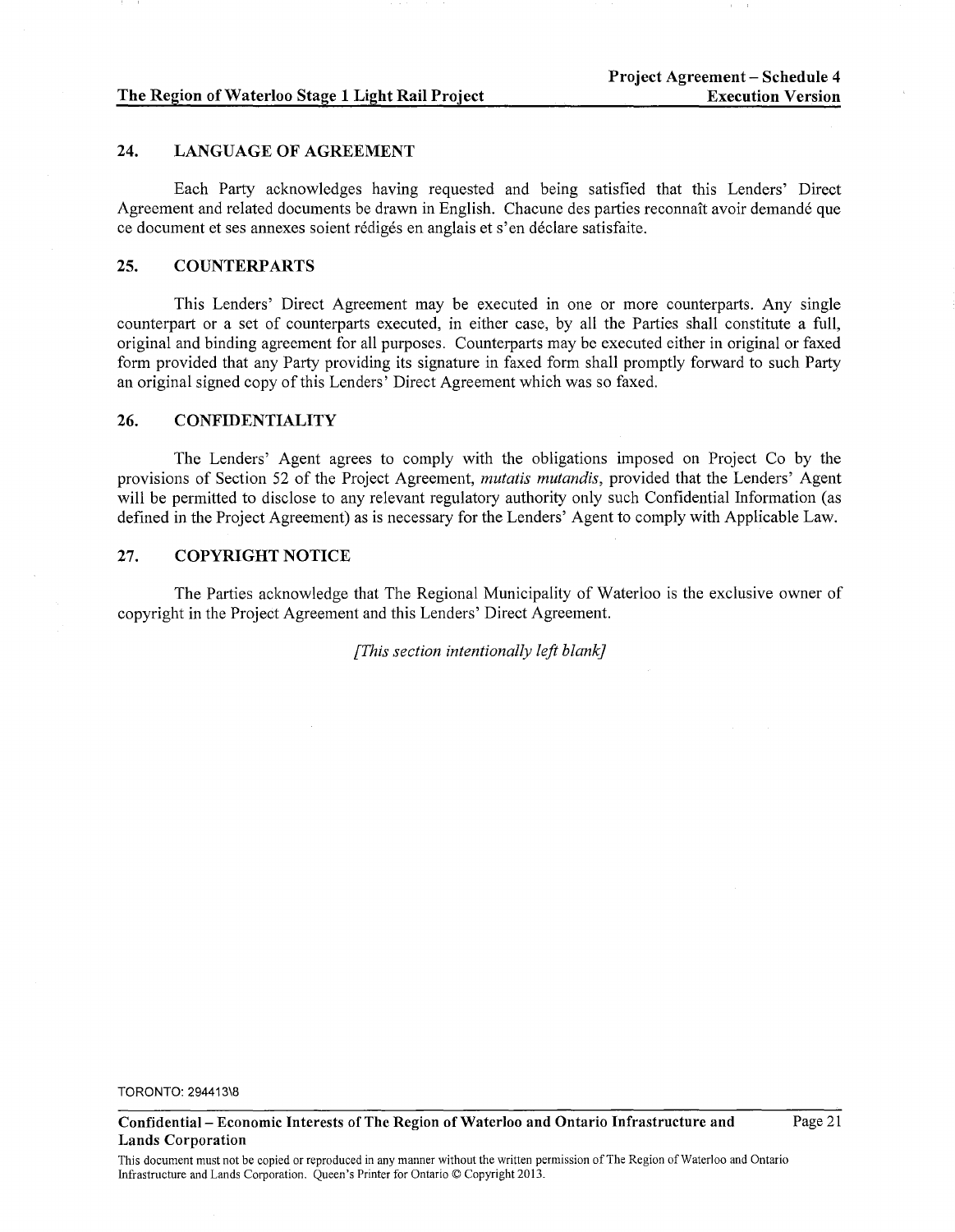## 24. LANGUAGE OF AGREEMENT

Each Party acknowledges having requested and being satisfied that this Lenders' Direct Agreement and related documents be drawn in English. Chacune des parties reconnaît avoir demandé que ce document et ses annexes soient rédigés en anglais et s'en déclare satisfaite.

## 25. COUNTERPARTS

This Lenders' Direct Agreement may be executed in one or more counterparts. Any single counterpart or a set of counterparts executed, in either case, by all the Parties shall constitute a full, original and binding agreement for all purposes. Counterparts may be executed either in original or faxed form provided that any Party providing its signature in faxed form shall promptly forward to such Party an original signed copy of this Lenders' Direct Agreement which was so faxed.

## 26. CONFIDENTIALITY

The Lenders' Agent agrees to comply with the obligations imposed on Project Co by the provisions of Section 52 of the Project Agreement, *mutatis mutandis*, provided that the Lenders' Agent will be permitted to disclose to any relevant regulatory authority only such Confidential Information (as defined in the Project Agreement) as is necessary for the Lenders' Agent to comply with Applicable Law.

## 27. COPYRIGHT NOTICE

The Parties acknowledge that The Regional Municipality of Waterloo is the exclusive owner of copyright in the Project Agreement and this Lenders' Direct Agreement.

*[This section intentionally left blank]*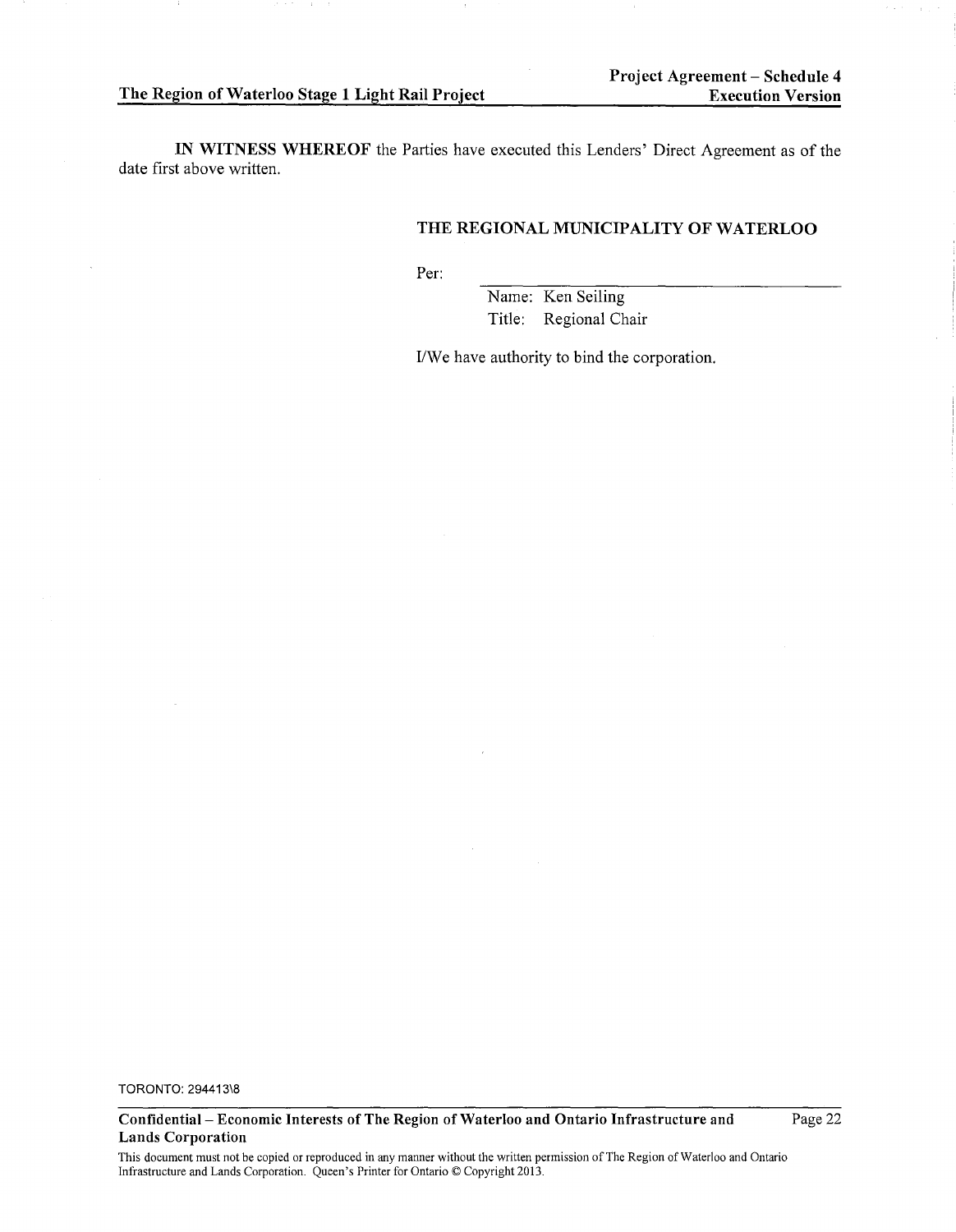**IN WITNESS WHEREOF** the Parties have executed this Lenders' Direct Agreement as of the date first above written.

**THE REGIONAL MUNICIPALITY OF WATERLOO**

Per: \_\_\_\_\_\_\_\_\_\_\_\_\_\_\_\_\_\_\_\_\_\_\_\_\_\_\_\_\_\_

Name: Ken Seiling
Title: Regional Chair

I/We have authority to bind the corporation.

TORONTO: 294413\8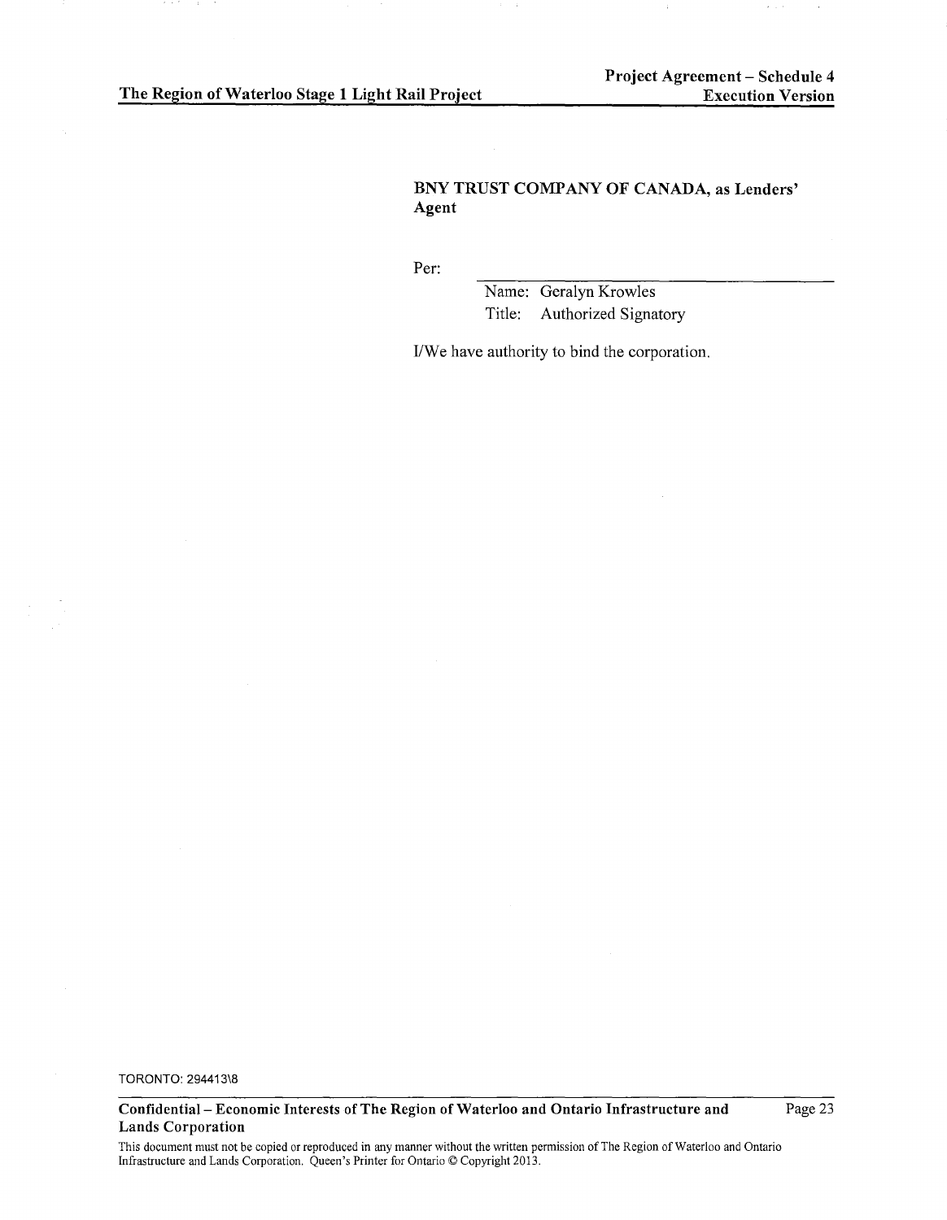**BNY TRUST COMPANY OF CANADA, as Lenders' Agent**

Per: \_\_\_\_\_\_\_\_\_\_\_\_\_\_\_\_\_\_\_\_\_\_\_\_\_\_\_\_\_\_\_\_

Name: Geralyn Krowles
Title: Authorized Signatory

I/We have authority to bind the corporation.

TORONTO: 294413\8

**Confidential – Economic Interests of The Region of Waterloo and Ontario Infrastructure and Lands Corporation**

This document must not be copied or reproduced in any manner without the written permission of The Region of Waterloo and Ontario Infrastructure and Lands Corporation. Queen's Printer for Ontario © Copyright 2013.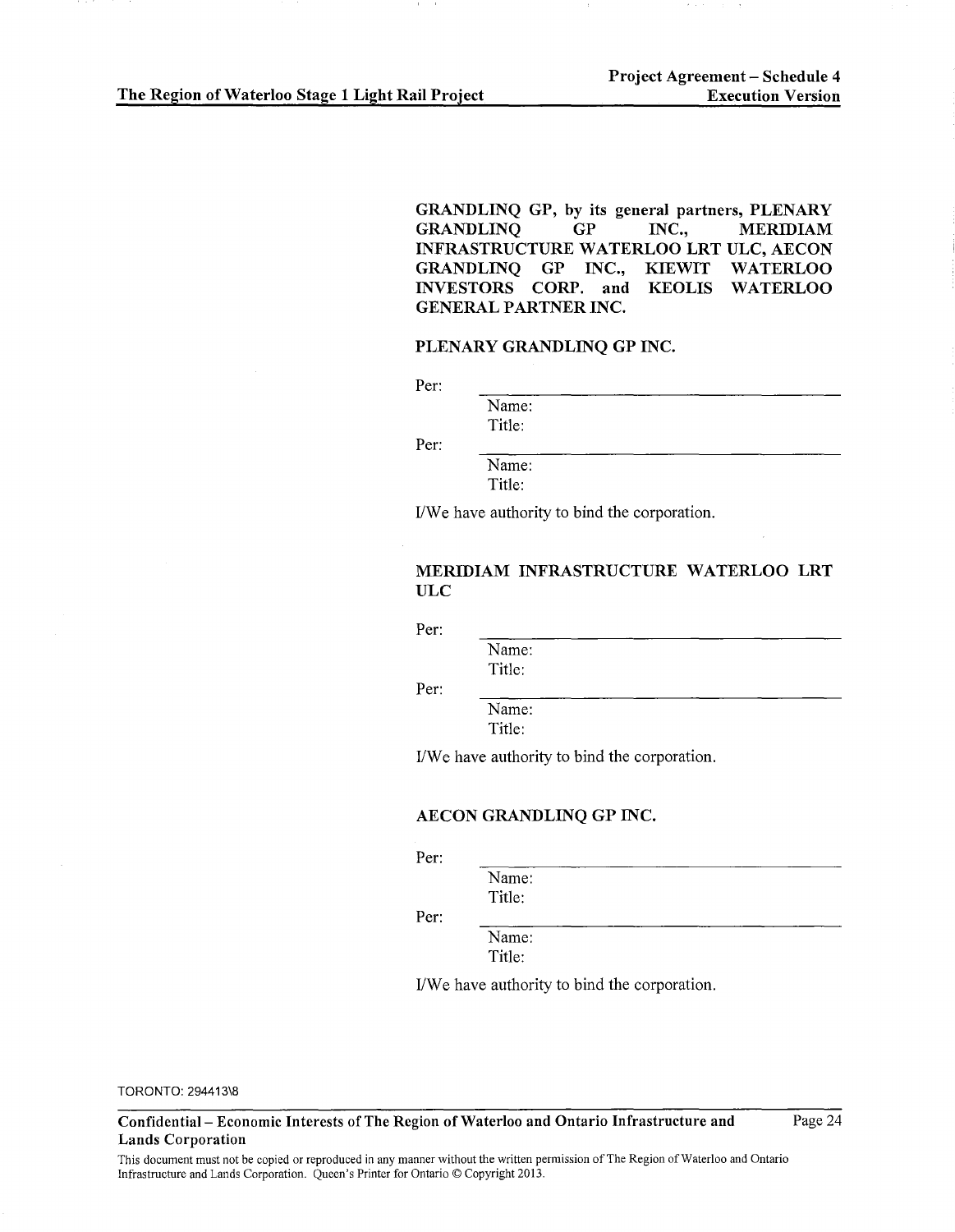**GRANDLINQ GP, by its general partners, PLENARY GRANDLINQ GP INC., MERIDIAM INFRASTRUCTURE WATERLOO LRT ULC, AECON GRANDLINQ GP INC., KIEWIT WATERLOO INVESTORS CORP. and KEOLIS WATERLOO GENERAL PARTNER INC.**

**PLENARY GRANDLINQ GP INC.**

Per: \_\_\_\_\_\_\_\_\_\_\_\_\_\_\_\_\_\_\_\_\_\_\_\_\_\_\_\_\_\_
Name:
Title:

Per: \_\_\_\_\_\_\_\_\_\_\_\_\_\_\_\_\_\_\_\_\_\_\_\_\_\_\_\_\_\_
Name:
Title:

I/We have authority to bind the corporation.

**MERIDIAM INFRASTRUCTURE WATERLOO LRT ULC**

Per: \_\_\_\_\_\_\_\_\_\_\_\_\_\_\_\_\_\_\_\_\_\_\_\_\_\_\_\_\_\_
Name:
Title:

Per: \_\_\_\_\_\_\_\_\_\_\_\_\_\_\_\_\_\_\_\_\_\_\_\_\_\_\_\_\_\_
Name:
Title:

I/We have authority to bind the corporation.

**AECON GRANDLINQ GP INC.**

Per: \_\_\_\_\_\_\_\_\_\_\_\_\_\_\_\_\_\_\_\_\_\_\_\_\_\_\_\_\_\_
Name:
Title:

Per: \_\_\_\_\_\_\_\_\_\_\_\_\_\_\_\_\_\_\_\_\_\_\_\_\_\_\_\_\_\_
Name:
Title:

I/We have authority to bind the corporation.

TORONTO: 294413\8

**Confidential – Economic Interests of The Region of Waterloo and Ontario Infrastructure and Lands Corporation**

This document must not be copied or reproduced in any manner without the written permission of The Region of Waterloo and Ontario Infrastructure and Lands Corporation. Queen's Printer for Ontario © Copyright 2013.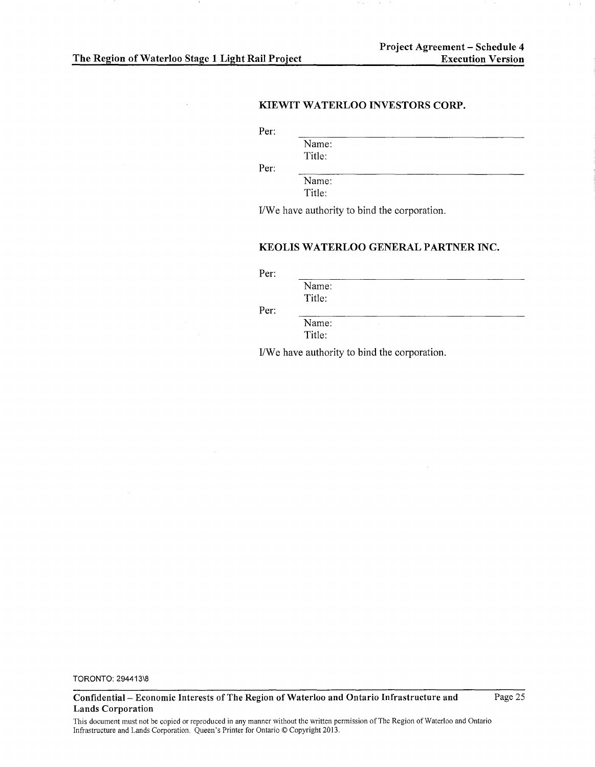**KIEWIT WATERLOO INVESTORS CORP.**

Per: \_\_\_\_\_\_\_\_\_\_\_\_\_\_\_\_\_\_\_\_\_\_\_\_\_\_\_\_\_\_

Name:
Title:

Per: \_\_\_\_\_\_\_\_\_\_\_\_\_\_\_\_\_\_\_\_\_\_\_\_\_\_\_\_\_\_

Name:
Title:

I/We have authority to bind the corporation.

**KEOLIS WATERLOO GENERAL PARTNER INC.**

Per: \_\_\_\_\_\_\_\_\_\_\_\_\_\_\_\_\_\_\_\_\_\_\_\_\_\_\_\_\_\_

Name:
Title:

Per: \_\_\_\_\_\_\_\_\_\_\_\_\_\_\_\_\_\_\_\_\_\_\_\_\_\_\_\_\_\_

Name:
Title:

I/We have authority to bind the corporation.

TORONTO: 294413\8

**Confidential – Economic Interests of The Region of Waterloo and Ontario Infrastructure and Lands Corporation**

This document must not be copied or reproduced in any manner without the written permission of The Region of Waterloo and Ontario Infrastructure and Lands Corporation. Queen's Printer for Ontario © Copyright 2013.